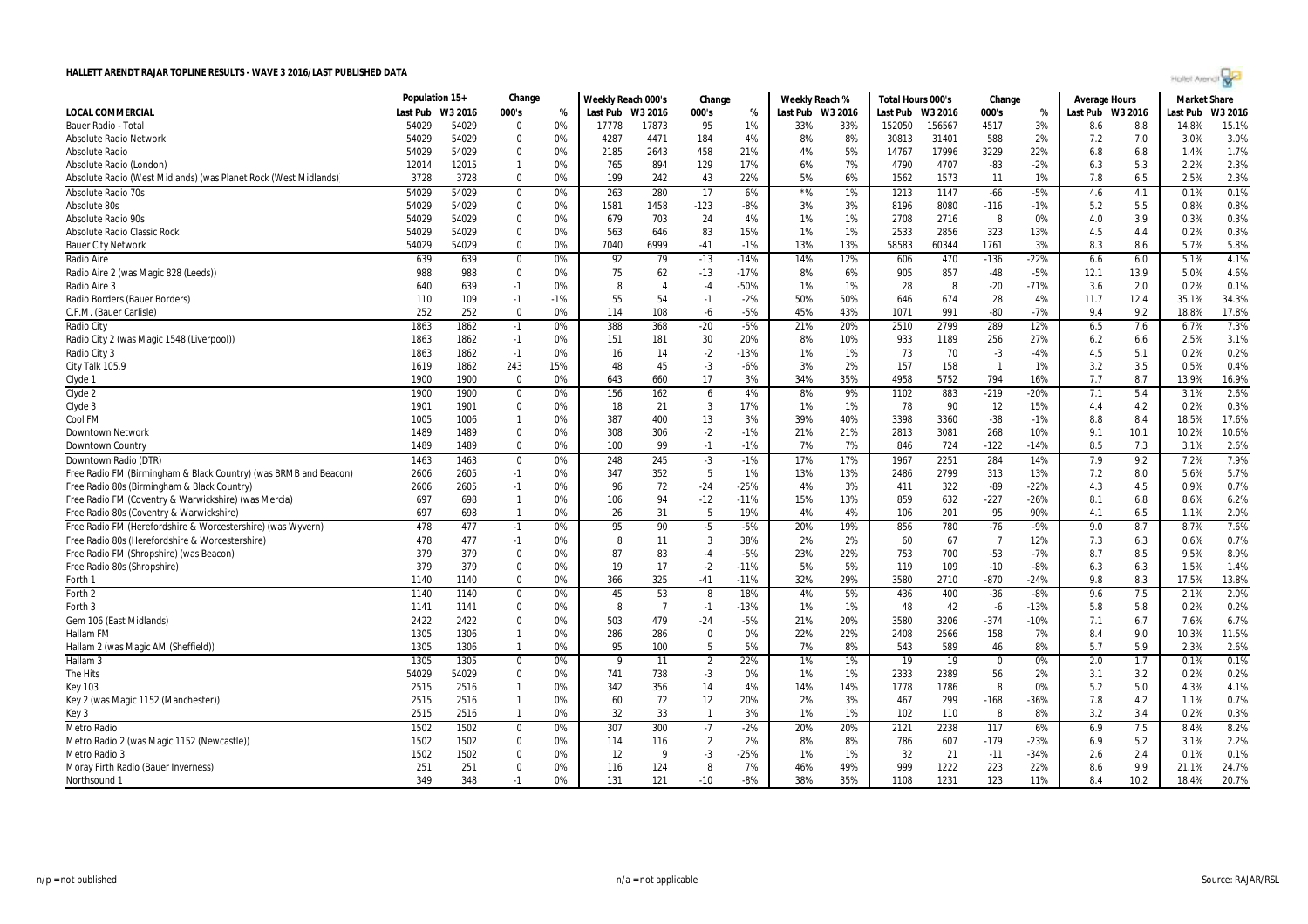# HALLETT ARENDT RAJAR TOPLINE RESULTS - WAVE 3 2016/LAST PUBLISHED DATA

| LOCAL COMMERCIAL | Population 15+ | | Change | | Weekly Reach 000's | | Change | | Weekly Reach % | | Total Hours 000's | | Change | | Average Hours | | Market Share | |
|---|---|---|---|---|---|---|---|---|---|---|---|---|---|---|---|---|---|---|
| | Last Pub | W3 2016 | 000's | % | Last Pub | W3 2016 | 000's | % | Last Pub | W3 2016 | Last Pub | W3 2016 | 000's | % | Last Pub | W3 2016 | Last Pub | W3 2016 |
| Bauer Radio - Total | 54029 | 54029 | 0 | 0% | 17778 | 17873 | 95 | 1% | 33% | 33% | 152050 | 156567 | 4517 | 3% | 8.6 | 8.8 | 14.8% | 15.1% |
| Absolute Radio Network | 54029 | 54029 | 0 | 0% | 4287 | 4471 | 184 | 4% | 8% | 8% | 30813 | 31401 | 588 | 2% | 7.2 | 7.0 | 3.0% | 3.0% |
| Absolute Radio | 54029 | 54029 | 0 | 0% | 2185 | 2643 | 458 | 21% | 4% | 5% | 14767 | 17996 | 3229 | 22% | 6.8 | 6.8 | 1.4% | 1.7% |
| Absolute Radio (London) | 12014 | 12015 | 1 | 0% | 765 | 894 | 129 | 17% | 6% | 7% | 4790 | 4707 | -83 | -2% | 6.3 | 5.3 | 2.2% | 2.3% |
| Absolute Radio (West Midlands) (was Planet Rock (West Midlands) | 3728 | 3728 | 0 | 0% | 199 | 242 | 43 | 22% | 5% | 6% | 1562 | 1573 | 11 | 1% | 7.8 | 6.5 | 2.5% | 2.3% |
| Absolute Radio 70s | 54029 | 54029 | 0 | 0% | 263 | 280 | 17 | 6% | *% | 1% | 1213 | 1147 | -66 | -5% | 4.6 | 4.1 | 0.1% | 0.1% |
| Absolute 80s | 54029 | 54029 | 0 | 0% | 1581 | 1458 | -123 | -8% | 3% | 3% | 8196 | 8080 | -116 | -1% | 5.2 | 5.5 | 0.8% | 0.8% |
| Absolute Radio 90s | 54029 | 54029 | 0 | 0% | 679 | 703 | 24 | 4% | 1% | 1% | 2708 | 2716 | 8 | 0% | 4.0 | 3.9 | 0.3% | 0.3% |
| Absolute Radio Classic Rock | 54029 | 54029 | 0 | 0% | 563 | 646 | 83 | 15% | 1% | 1% | 2533 | 2856 | 323 | 13% | 4.5 | 4.4 | 0.2% | 0.3% |
| Bauer City Network | 54029 | 54029 | 0 | 0% | 7040 | 6999 | -41 | -1% | 13% | 13% | 58583 | 60344 | 1761 | 3% | 8.3 | 8.6 | 5.7% | 5.8% |
| Radio Aire | 639 | 639 | 0 | 0% | 92 | 79 | -13 | -14% | 14% | 12% | 606 | 470 | -136 | -22% | 6.6 | 6.0 | 5.1% | 4.1% |
| Radio Aire 2 (was Magic 828 (Leeds)) | 988 | 988 | 0 | 0% | 75 | 62 | -13 | -17% | 8% | 6% | 905 | 857 | -48 | -5% | 12.1 | 13.9 | 5.0% | 4.6% |
| Radio Aire 3 | 640 | 639 | -1 | 0% | 8 | 4 | -4 | -50% | 1% | 1% | 28 | 8 | -20 | -71% | 3.6 | 2.0 | 0.2% | 0.1% |
| Radio Borders (Bauer Borders) | 110 | 109 | -1 | -1% | 55 | 54 | -1 | -2% | 50% | 50% | 646 | 674 | 28 | 4% | 11.7 | 12.4 | 35.1% | 34.3% |
| C.F.M. (Bauer Carlisle) | 252 | 252 | 0 | 0% | 114 | 108 | -6 | -5% | 45% | 43% | 1071 | 991 | -80 | -7% | 9.4 | 9.2 | 18.8% | 17.8% |
| Radio City | 1863 | 1862 | -1 | 0% | 388 | 368 | -20 | -5% | 21% | 20% | 2510 | 2799 | 289 | 12% | 6.5 | 7.6 | 6.7% | 7.3% |
| Radio City 2 (was Magic 1548 (Liverpool)) | 1863 | 1862 | -1 | 0% | 151 | 181 | 30 | 20% | 8% | 10% | 933 | 1189 | 256 | 27% | 6.2 | 6.6 | 2.5% | 3.1% |
| Radio City 3 | 1863 | 1862 | -1 | 0% | 16 | 14 | -2 | -13% | 1% | 1% | 73 | 70 | -3 | -4% | 4.5 | 5.1 | 0.2% | 0.2% |
| City Talk 105.9 | 1619 | 1862 | 243 | 15% | 48 | 45 | -3 | -6% | 3% | 2% | 157 | 158 | 1 | 1% | 3.2 | 3.5 | 0.5% | 0.4% |
| Clyde 1 | 1900 | 1900 | 0 | 0% | 643 | 660 | 17 | 3% | 34% | 35% | 4958 | 5752 | 794 | 16% | 7.7 | 8.7 | 13.9% | 16.9% |
| Clyde 2 | 1900 | 1900 | 0 | 0% | 156 | 162 | 6 | 4% | 8% | 9% | 1102 | 883 | -219 | -20% | 7.1 | 5.4 | 3.1% | 2.6% |
| Clyde 3 | 1901 | 1901 | 0 | 0% | 18 | 21 | 3 | 17% | 1% | 1% | 78 | 90 | 12 | 15% | 4.4 | 4.2 | 0.2% | 0.3% |
| Cool FM | 1005 | 1006 | 1 | 0% | 387 | 400 | 13 | 3% | 39% | 40% | 3398 | 3360 | -38 | -1% | 8.8 | 8.4 | 18.5% | 17.6% |
| Downtown Network | 1489 | 1489 | 0 | 0% | 308 | 306 | -2 | -1% | 21% | 21% | 2813 | 3081 | 268 | 10% | 9.1 | 10.1 | 10.2% | 10.6% |
| Downtown Country | 1489 | 1489 | 0 | 0% | 100 | 99 | -1 | -1% | 7% | 7% | 846 | 724 | -122 | -14% | 8.5 | 7.3 | 3.1% | 2.6% |
| Downtown Radio (DTR) | 1463 | 1463 | 0 | 0% | 248 | 245 | -3 | -1% | 17% | 17% | 1967 | 2251 | 284 | 14% | 7.9 | 9.2 | 7.2% | 7.9% |
| Free Radio FM (Birmingham & Black Country) (was BRMB and Beacon) | 2606 | 2605 | -1 | 0% | 347 | 352 | 5 | 1% | 13% | 13% | 2486 | 2799 | 313 | 13% | 7.2 | 8.0 | 5.6% | 5.7% |
| Free Radio 80s (Birmingham & Black Country) | 2606 | 2605 | -1 | 0% | 96 | 72 | -24 | -25% | 4% | 3% | 411 | 322 | -89 | -22% | 4.3 | 4.5 | 0.9% | 0.7% |
| Free Radio FM (Coventry & Warwickshire) (was Mercia) | 697 | 698 | 1 | 0% | 106 | 94 | -12 | -11% | 15% | 13% | 859 | 632 | -227 | -26% | 8.1 | 6.8 | 8.6% | 6.2% |
| Free Radio 80s (Coventry & Warwickshire) | 697 | 698 | 1 | 0% | 26 | 31 | 5 | 19% | 4% | 4% | 106 | 201 | 95 | 90% | 4.1 | 6.5 | 1.1% | 2.0% |
| Free Radio FM (Herefordshire & Worcestershire) (was Wyvern) | 478 | 477 | -1 | 0% | 95 | 90 | -5 | -5% | 20% | 19% | 856 | 780 | -76 | -9% | 9.0 | 8.7 | 8.7% | 7.6% |
| Free Radio 80s (Herefordshire & Worcestershire) | 478 | 477 | -1 | 0% | 8 | 11 | 3 | 38% | 2% | 2% | 60 | 67 | 7 | 12% | 7.3 | 6.3 | 0.6% | 0.7% |
| Free Radio FM (Shropshire) (was Beacon) | 379 | 379 | 0 | 0% | 87 | 83 | -4 | -5% | 23% | 22% | 753 | 700 | -53 | -7% | 8.7 | 8.5 | 9.5% | 8.9% |
| Free Radio 80s (Shropshire) | 379 | 379 | 0 | 0% | 19 | 17 | -2 | -11% | 5% | 5% | 119 | 109 | -10 | -8% | 6.3 | 6.3 | 1.5% | 1.4% |
| Forth 1 | 1140 | 1140 | 0 | 0% | 366 | 325 | -41 | -11% | 32% | 29% | 3580 | 2710 | -870 | -24% | 9.8 | 8.3 | 17.5% | 13.8% |
| Forth 2 | 1140 | 1140 | 0 | 0% | 45 | 53 | 8 | 18% | 4% | 5% | 436 | 400 | -36 | -8% | 9.6 | 7.5 | 2.1% | 2.0% |
| Forth 3 | 1141 | 1141 | 0 | 0% | 8 | 7 | -1 | -13% | 1% | 1% | 48 | 42 | -6 | -13% | 5.8 | 5.8 | 0.2% | 0.2% |
| Gem 106 (East Midlands) | 2422 | 2422 | 0 | 0% | 503 | 479 | -24 | -5% | 21% | 20% | 3580 | 3206 | -374 | -10% | 7.1 | 6.7 | 7.6% | 6.7% |
| Hallam FM | 1305 | 1306 | 1 | 0% | 286 | 286 | 0 | 0% | 22% | 22% | 2408 | 2566 | 158 | 7% | 8.4 | 9.0 | 10.3% | 11.5% |
| Hallam 2 (was Magic AM (Sheffield)) | 1305 | 1306 | 1 | 0% | 95 | 100 | 5 | 5% | 7% | 8% | 543 | 589 | 46 | 8% | 5.7 | 5.9 | 2.3% | 2.6% |
| Hallam 3 | 1305 | 1305 | 0 | 0% | 9 | 11 | 2 | 22% | 1% | 1% | 19 | 19 | 0 | 0% | 2.0 | 1.7 | 0.1% | 0.1% |
| The Hits | 54029 | 54029 | 0 | 0% | 741 | 738 | -3 | 0% | 1% | 1% | 2333 | 2389 | 56 | 2% | 3.1 | 3.2 | 0.2% | 0.2% |
| Key 103 | 2515 | 2516 | 1 | 0% | 342 | 356 | 14 | 4% | 14% | 14% | 1778 | 1786 | 8 | 0% | 5.2 | 5.0 | 4.3% | 4.1% |
| Key 2 (was Magic 1152 (Manchester)) | 2515 | 2516 | 1 | 0% | 60 | 72 | 12 | 20% | 2% | 3% | 467 | 299 | -168 | -36% | 7.8 | 4.2 | 1.1% | 0.7% |
| Key 3 | 2515 | 2516 | 1 | 0% | 32 | 33 | 1 | 3% | 1% | 1% | 102 | 110 | 8 | 8% | 3.2 | 3.4 | 0.2% | 0.3% |
| Metro Radio | 1502 | 1502 | 0 | 0% | 307 | 300 | -7 | -2% | 20% | 20% | 2121 | 2238 | 117 | 6% | 6.9 | 7.5 | 8.4% | 8.2% |
| Metro Radio 2 (was Magic 1152 (Newcastle)) | 1502 | 1502 | 0 | 0% | 114 | 116 | 2 | 2% | 8% | 8% | 786 | 607 | -179 | -23% | 6.9 | 5.2 | 3.1% | 2.2% |
| Metro Radio 3 | 1502 | 1502 | 0 | 0% | 12 | 9 | -3 | -25% | 1% | 1% | 32 | 21 | -11 | -34% | 2.6 | 2.4 | 0.1% | 0.1% |
| Moray Firth Radio (Bauer Inverness) | 251 | 251 | 0 | 0% | 116 | 124 | 8 | 7% | 46% | 49% | 999 | 1222 | 223 | 22% | 8.6 | 9.9 | 21.1% | 24.7% |
| Northsound 1 | 349 | 348 | -1 | 0% | 131 | 121 | -10 | -8% | 38% | 35% | 1108 | 1231 | 123 | 11% | 8.4 | 10.2 | 18.4% | 20.7% |

n/p = not published n/a = not applicable Source: RAJAR/RSL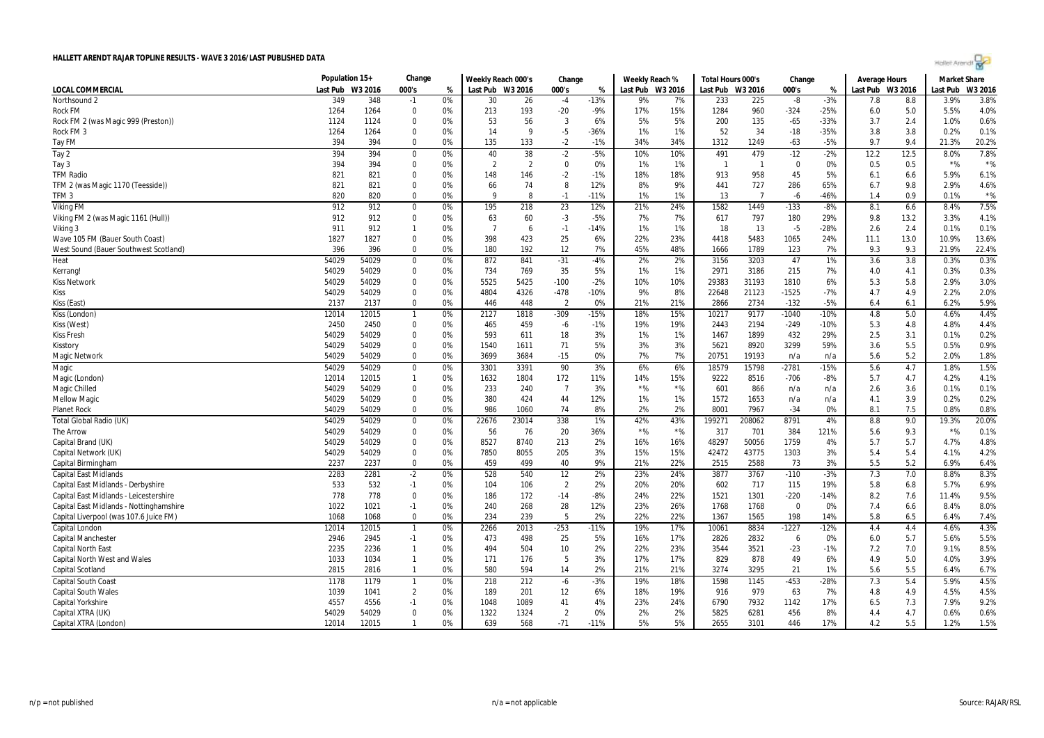# HALLETT ARENDT RAJAR TOPLINE RESULTS - WAVE 3 2016/LAST PUBLISHED DATA

| LOCAL COMMERCIAL | Population 15+ | | Change | | Weekly Reach 000's | | Change | | Weekly Reach % | | Total Hours 000's | | Change | | Average Hours | | Market Share | |
|---|---|---|---|---|---|---|---|---|---|---|---|---|---|---|---|---|---|---|
| | Last Pub | W3 2016 | 000's | % | Last Pub | W3 2016 | 000's | % | Last Pub | W3 2016 | Last Pub | W3 2016 | 000's | % | Last Pub | W3 2016 | Last Pub | W3 2016 |
| Northsound 2 | 349 | 348 | -1 | 0% | 30 | 26 | -4 | -13% | 9% | 7% | 233 | 225 | -8 | -3% | 7.8 | 8.8 | 3.9% | 3.8% |
| Rock FM | 1264 | 1264 | 0 | 0% | 213 | 193 | -20 | -9% | 17% | 15% | 1284 | 960 | -324 | -25% | 6.0 | 5.0 | 5.5% | 4.0% |
| Rock FM 2 (was Magic 999 (Preston)) | 1124 | 1124 | 0 | 0% | 53 | 56 | 3 | 6% | 5% | 5% | 200 | 135 | -65 | -33% | 3.7 | 2.4 | 1.0% | 0.6% |
| Rock FM 3 | 1264 | 1264 | 0 | 0% | 14 | 9 | -5 | -36% | 1% | 1% | 52 | 34 | -18 | -35% | 3.8 | 3.8 | 0.2% | 0.1% |
| Tay FM | 394 | 394 | 0 | 0% | 135 | 133 | -2 | -1% | 34% | 34% | 1312 | 1249 | -63 | -5% | 9.7 | 9.4 | 21.3% | 20.2% |
| Tay 2 | 394 | 394 | 0 | 0% | 40 | 38 | -2 | -5% | 10% | 10% | 491 | 479 | -12 | -2% | 12.2 | 12.5 | 8.0% | 7.8% |
| Tay 3 | 394 | 394 | 0 | 0% | 2 | 2 | 0 | 0% | 1% | 1% | 1 | 1 | 0 | 0% | 0.5 | 0.5 | *% | *% |
| TFM Radio | 821 | 821 | 0 | 0% | 148 | 146 | -2 | -1% | 18% | 18% | 913 | 958 | 45 | 5% | 6.1 | 6.6 | 5.9% | 6.1% |
| TFM 2 (was Magic 1170 (Teesside)) | 821 | 821 | 0 | 0% | 66 | 74 | 8 | 12% | 8% | 9% | 441 | 727 | 286 | 65% | 6.7 | 9.8 | 2.9% | 4.6% |
| TFM 3 | 820 | 820 | 0 | 0% | 9 | 8 | -1 | -11% | 1% | 1% | 13 | 7 | -6 | -46% | 1.4 | 0.9 | 0.1% | *% |
| Viking FM | 912 | 912 | 0 | 0% | 195 | 218 | 23 | 12% | 21% | 24% | 1582 | 1449 | -133 | -8% | 8.1 | 6.6 | 8.4% | 7.5% |
| Viking FM 2 (was Magic 1161 (Hull)) | 912 | 912 | 0 | 0% | 63 | 60 | -3 | -5% | 7% | 7% | 617 | 797 | 180 | 29% | 9.8 | 13.2 | 3.3% | 4.1% |
| Viking 3 | 911 | 912 | 1 | 0% | 7 | 6 | -1 | -14% | 1% | 1% | 18 | 13 | -5 | -28% | 2.6 | 2.4 | 0.1% | 0.1% |
| Wave 105 FM (Bauer South Coast) | 1827 | 1827 | 0 | 0% | 398 | 423 | 25 | 6% | 22% | 23% | 4418 | 5483 | 1065 | 24% | 11.1 | 13.0 | 10.9% | 13.6% |
| West Sound (Bauer Southwest Scotland) | 396 | 396 | 0 | 0% | 180 | 192 | 12 | 7% | 45% | 48% | 1666 | 1789 | 123 | 7% | 9.3 | 9.3 | 21.9% | 22.4% |
| Heat | 54029 | 54029 | 0 | 0% | 872 | 841 | -31 | -4% | 2% | 2% | 3156 | 3203 | 47 | 1% | 3.6 | 3.8 | 0.3% | 0.3% |
| Kerrang! | 54029 | 54029 | 0 | 0% | 734 | 769 | 35 | 5% | 1% | 1% | 2971 | 3186 | 215 | 7% | 4.0 | 4.1 | 0.3% | 0.3% |
| Kiss Network | 54029 | 54029 | 0 | 0% | 5525 | 5425 | -100 | -2% | 10% | 10% | 29383 | 31193 | 1810 | 6% | 5.3 | 5.8 | 2.9% | 3.0% |
| Kiss | 54029 | 54029 | 0 | 0% | 4804 | 4326 | -478 | -10% | 9% | 8% | 22648 | 21123 | -1525 | -7% | 4.7 | 4.9 | 2.2% | 2.0% |
| Kiss (East) | 2137 | 2137 | 0 | 0% | 446 | 448 | 2 | 0% | 21% | 21% | 2866 | 2734 | -132 | -5% | 6.4 | 6.1 | 6.2% | 5.9% |
| Kiss (London) | 12014 | 12015 | 1 | 0% | 2127 | 1818 | -309 | -15% | 18% | 15% | 10217 | 9177 | -1040 | -10% | 4.8 | 5.0 | 4.6% | 4.4% |
| Kiss (West) | 2450 | 2450 | 0 | 0% | 465 | 459 | -6 | -1% | 19% | 19% | 2443 | 2194 | -249 | -10% | 5.3 | 4.8 | 4.8% | 4.4% |
| Kiss Fresh | 54029 | 54029 | 0 | 0% | 593 | 611 | 18 | 3% | 1% | 1% | 1467 | 1899 | 432 | 29% | 2.5 | 3.1 | 0.1% | 0.2% |
| Kisstory | 54029 | 54029 | 0 | 0% | 1540 | 1611 | 71 | 5% | 3% | 3% | 5621 | 8920 | 3299 | 59% | 3.6 | 5.5 | 0.5% | 0.9% |
| Magic Network | 54029 | 54029 | 0 | 0% | 3699 | 3684 | -15 | 0% | 7% | 7% | 20751 | 19193 | n/a | n/a | 5.6 | 5.2 | 2.0% | 1.8% |
| Magic | 54029 | 54029 | 0 | 0% | 3301 | 3391 | 90 | 3% | 6% | 6% | 18579 | 15798 | -2781 | -15% | 5.6 | 4.7 | 1.8% | 1.5% |
| Magic (London) | 12014 | 12015 | 1 | 0% | 1632 | 1804 | 172 | 11% | 14% | 15% | 9222 | 8516 | -706 | -8% | 5.7 | 4.7 | 4.2% | 4.1% |
| Magic Chilled | 54029 | 54029 | 0 | 0% | 233 | 240 | 7 | 3% | *% | *% | 601 | 866 | n/a | n/a | 2.6 | 3.6 | 0.1% | 0.1% |
| Mellow Magic | 54029 | 54029 | 0 | 0% | 380 | 424 | 44 | 12% | 1% | 1% | 1572 | 1653 | n/a | n/a | 4.1 | 3.9 | 0.2% | 0.2% |
| Planet Rock | 54029 | 54029 | 0 | 0% | 986 | 1060 | 74 | 8% | 2% | 2% | 8001 | 7967 | -34 | 0% | 8.1 | 7.5 | 0.8% | 0.8% |
| Total Global Radio (UK) | 54029 | 54029 | 0 | 0% | 22676 | 23014 | 338 | 1% | 42% | 43% | 199271 | 208062 | 8791 | 4% | 8.8 | 9.0 | 19.3% | 20.0% |
| The Arrow | 54029 | 54029 | 0 | 0% | 56 | 76 | 20 | 36% | *% | *% | 317 | 701 | 384 | 121% | 5.6 | 9.3 | *% | 0.1% |
| Capital Brand (UK) | 54029 | 54029 | 0 | 0% | 8527 | 8740 | 213 | 2% | 16% | 16% | 48297 | 50056 | 1759 | 4% | 5.7 | 5.7 | 4.7% | 4.8% |
| Capital Network (UK) | 54029 | 54029 | 0 | 0% | 7850 | 8055 | 205 | 3% | 15% | 15% | 42472 | 43775 | 1303 | 3% | 5.4 | 5.4 | 4.1% | 4.2% |
| Capital Birmingham | 2237 | 2237 | 0 | 0% | 459 | 499 | 40 | 9% | 21% | 22% | 2515 | 2588 | 73 | 3% | 5.5 | 5.2 | 6.9% | 6.4% |
| Capital East Midlands | 2283 | 2281 | -2 | 0% | 528 | 540 | 12 | 2% | 23% | 24% | 3877 | 3767 | -110 | -3% | 7.3 | 7.0 | 8.8% | 8.3% |
| Capital East Midlands - Derbyshire | 533 | 532 | -1 | 0% | 104 | 106 | 2 | 2% | 20% | 20% | 602 | 717 | 115 | 19% | 5.8 | 6.8 | 5.7% | 6.9% |
| Capital East Midlands - Leicestershire | 778 | 778 | 0 | 0% | 186 | 172 | -14 | -8% | 24% | 22% | 1521 | 1301 | -220 | -14% | 8.2 | 7.6 | 11.4% | 9.5% |
| Capital East Midlands - Nottinghamshire | 1022 | 1021 | -1 | 0% | 240 | 268 | 28 | 12% | 23% | 26% | 1768 | 1768 | 0 | 0% | 7.4 | 6.6 | 8.4% | 8.0% |
| Capital Liverpool (was 107.6 Juice FM) | 1068 | 1068 | 0 | 0% | 234 | 239 | 5 | 2% | 22% | 22% | 1367 | 1565 | 198 | 14% | 5.8 | 6.5 | 6.4% | 7.4% |
| Capital London | 12014 | 12015 | 1 | 0% | 2266 | 2013 | -253 | -11% | 19% | 17% | 10061 | 8834 | -1227 | -12% | 4.4 | 4.4 | 4.6% | 4.3% |
| Capital Manchester | 2946 | 2945 | -1 | 0% | 473 | 498 | 25 | 5% | 16% | 17% | 2826 | 2832 | 6 | 0% | 6.0 | 5.7 | 5.6% | 5.5% |
| Capital North East | 2235 | 2236 | 1 | 0% | 494 | 504 | 10 | 2% | 22% | 23% | 3544 | 3521 | -23 | -1% | 7.2 | 7.0 | 9.1% | 8.5% |
| Capital North West and Wales | 1033 | 1034 | 1 | 0% | 171 | 176 | 5 | 3% | 17% | 17% | 829 | 878 | 49 | 6% | 4.9 | 5.0 | 4.0% | 3.9% |
| Capital Scotland | 2815 | 2816 | 1 | 0% | 580 | 594 | 14 | 2% | 21% | 21% | 3274 | 3295 | 21 | 1% | 5.6 | 5.5 | 6.4% | 6.7% |
| Capital South Coast | 1178 | 1179 | 1 | 0% | 218 | 212 | -6 | -3% | 19% | 18% | 1598 | 1145 | -453 | -28% | 7.3 | 5.4 | 5.9% | 4.5% |
| Capital South Wales | 1039 | 1041 | 2 | 0% | 189 | 201 | 12 | 6% | 18% | 19% | 916 | 979 | 63 | 7% | 4.8 | 4.9 | 4.5% | 4.5% |
| Capital Yorkshire | 4557 | 4556 | -1 | 0% | 1048 | 1089 | 41 | 4% | 23% | 24% | 6790 | 7932 | 1142 | 17% | 6.5 | 7.3 | 7.9% | 9.2% |
| Capital XTRA (UK) | 54029 | 54029 | 0 | 0% | 1322 | 1324 | 2 | 0% | 2% | 2% | 5825 | 6281 | 456 | 8% | 4.4 | 4.7 | 0.6% | 0.6% |
| Capital XTRA (London) | 12014 | 12015 | 1 | 0% | 639 | 568 | -71 | -11% | 5% | 5% | 2655 | 3101 | 446 | 17% | 4.2 | 5.5 | 1.2% | 1.5% |

n/p = not published  n/a = not applicable  Source: RAJAR/RSL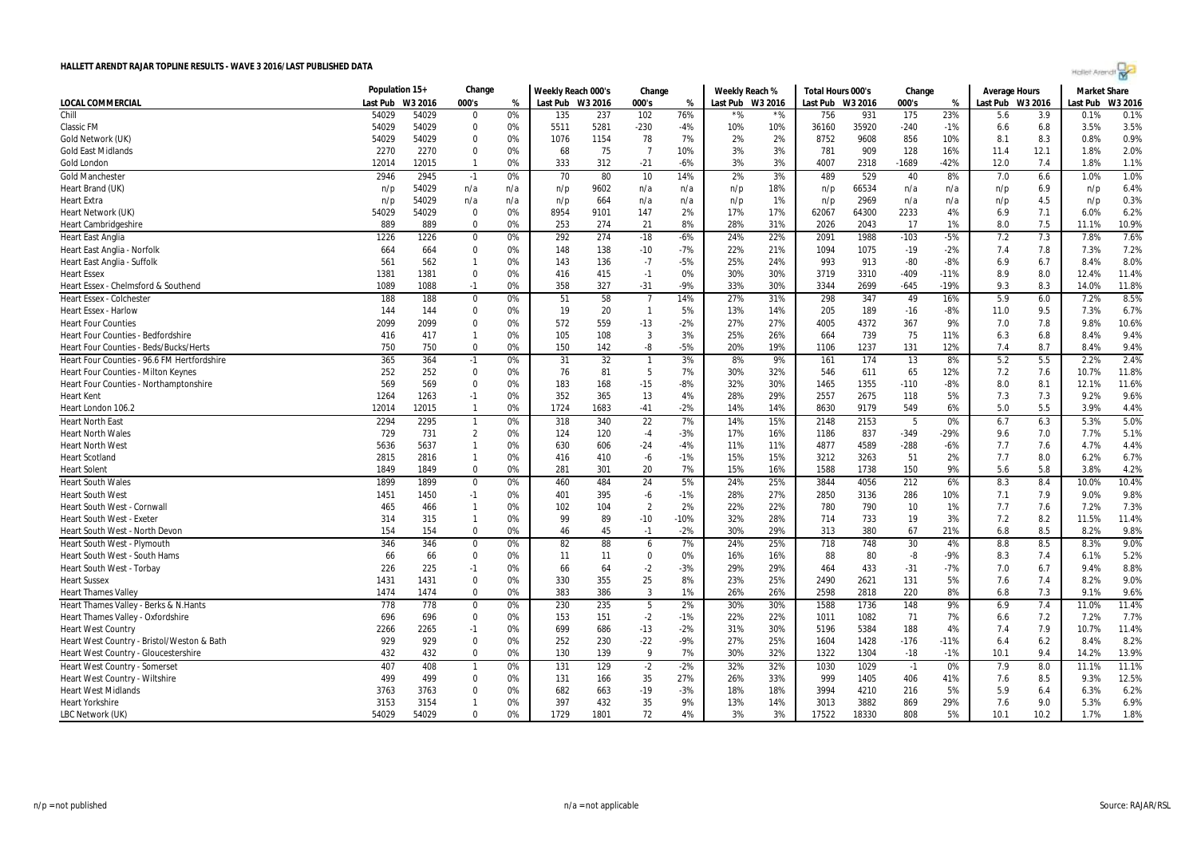# HALLETT ARENDT RAJAR TOPLINE RESULTS - WAVE 3 2016/LAST PUBLISHED DATA

| LOCAL COMMERCIAL | Population 15+ | | Change | | Weekly Reach 000's | | Change | | Weekly Reach % | | Total Hours 000's | | Change | | Average Hours | | Market Share | |
|---|---|---|---|---|---|---|---|---|---|---|---|---|---|---|---|---|---|---|
| | Last Pub | W3 2016 | 000's | % | Last Pub | W3 2016 | 000's | % | Last Pub | W3 2016 | Last Pub | W3 2016 | 000's | % | Last Pub | W3 2016 | Last Pub | W3 2016 |
| Chill | 54029 | 54029 | 0 | 0% | 135 | 237 | 102 | 76% | *% | *% | 756 | 931 | 175 | 23% | 5.6 | 3.9 | 0.1% | 0.1% |
| Classic FM | 54029 | 54029 | 0 | 0% | 5511 | 5281 | -230 | -4% | 10% | 10% | 36160 | 35920 | -240 | -1% | 6.6 | 6.8 | 3.5% | 3.5% |
| Gold Network (UK) | 54029 | 54029 | 0 | 0% | 1076 | 1154 | 78 | 7% | 2% | 2% | 8752 | 9608 | 856 | 10% | 8.1 | 8.3 | 0.8% | 0.9% |
| Gold East Midlands | 2270 | 2270 | 0 | 0% | 68 | 75 | 7 | 10% | 3% | 3% | 781 | 909 | 128 | 16% | 11.4 | 12.1 | 1.8% | 2.0% |
| Gold London | 12014 | 12015 | 1 | 0% | 333 | 312 | -21 | -6% | 3% | 3% | 4007 | 2318 | -1689 | -42% | 12.0 | 7.4 | 1.8% | 1.1% |
| Gold Manchester | 2946 | 2945 | -1 | 0% | 70 | 80 | 10 | 14% | 2% | 3% | 489 | 529 | 40 | 8% | 7.0 | 6.6 | 1.0% | 1.0% |
| Heart Brand (UK) | n/p | 54029 | n/a | n/a | n/p | 9602 | n/a | n/a | n/p | 18% | n/p | 66534 | n/a | n/a | n/p | 6.9 | n/p | 6.4% |
| Heart Extra | n/p | 54029 | n/a | n/a | n/p | 664 | n/a | n/a | n/p | 1% | n/p | 2969 | n/a | n/a | n/p | 4.5 | n/p | 0.3% |
| Heart Network (UK) | 54029 | 54029 | 0 | 0% | 8954 | 9101 | 147 | 2% | 17% | 17% | 62067 | 64300 | 2233 | 4% | 6.9 | 7.1 | 6.0% | 6.2% |
| Heart Cambridgeshire | 889 | 889 | 0 | 0% | 253 | 274 | 21 | 8% | 28% | 31% | 2026 | 2043 | 17 | 1% | 8.0 | 7.5 | 11.1% | 10.9% |
| Heart East Anglia | 1226 | 1226 | 0 | 0% | 292 | 274 | -18 | -6% | 24% | 22% | 2091 | 1988 | -103 | -5% | 7.2 | 7.3 | 7.8% | 7.6% |
| Heart East Anglia - Norfolk | 664 | 664 | 0 | 0% | 148 | 138 | -10 | -7% | 22% | 21% | 1094 | 1075 | -19 | -2% | 7.4 | 7.8 | 7.3% | 7.2% |
| Heart East Anglia - Suffolk | 561 | 562 | 1 | 0% | 143 | 136 | -7 | -5% | 25% | 24% | 993 | 913 | -80 | -8% | 6.9 | 6.7 | 8.4% | 8.0% |
| Heart Essex | 1381 | 1381 | 0 | 0% | 416 | 415 | -1 | 0% | 30% | 30% | 3719 | 3310 | -409 | -11% | 8.9 | 8.0 | 12.4% | 11.4% |
| Heart Essex - Chelmsford & Southend | 1089 | 1088 | -1 | 0% | 358 | 327 | -31 | -9% | 33% | 30% | 3344 | 2699 | -645 | -19% | 9.3 | 8.3 | 14.0% | 11.8% |
| Heart Essex - Colchester | 188 | 188 | 0 | 0% | 51 | 58 | 7 | 14% | 27% | 31% | 298 | 347 | 49 | 16% | 5.9 | 6.0 | 7.2% | 8.5% |
| Heart Essex - Harlow | 144 | 144 | 0 | 0% | 19 | 20 | 1 | 5% | 13% | 14% | 205 | 189 | -16 | -8% | 11.0 | 9.5 | 7.3% | 6.7% |
| Heart Four Counties | 2099 | 2099 | 0 | 0% | 572 | 559 | -13 | -2% | 27% | 27% | 4005 | 4372 | 367 | 9% | 7.0 | 7.8 | 9.8% | 10.6% |
| Heart Four Counties - Bedfordshire | 416 | 417 | 1 | 0% | 105 | 108 | 3 | 3% | 25% | 26% | 664 | 739 | 75 | 11% | 6.3 | 6.8 | 8.4% | 9.4% |
| Heart Four Counties - Beds/Bucks/Herts | 750 | 750 | 0 | 0% | 150 | 142 | -8 | -5% | 20% | 19% | 1106 | 1237 | 131 | 12% | 7.4 | 8.7 | 8.4% | 9.4% |
| Heart Four Counties - 96.6 FM Hertfordshire | 365 | 364 | -1 | 0% | 31 | 32 | 1 | 3% | 8% | 9% | 161 | 174 | 13 | 8% | 5.2 | 5.5 | 2.2% | 2.4% |
| Heart Four Counties - Milton Keynes | 252 | 252 | 0 | 0% | 76 | 81 | 5 | 7% | 30% | 32% | 546 | 611 | 65 | 12% | 7.2 | 7.6 | 10.7% | 11.8% |
| Heart Four Counties - Northamptonshire | 569 | 569 | 0 | 0% | 183 | 168 | -15 | -8% | 32% | 30% | 1465 | 1355 | -110 | -8% | 8.0 | 8.1 | 12.1% | 11.6% |
| Heart Kent | 1264 | 1263 | -1 | 0% | 352 | 365 | 13 | 4% | 28% | 29% | 2557 | 2675 | 118 | 5% | 7.3 | 7.3 | 9.2% | 9.6% |
| Heart London 106.2 | 12014 | 12015 | 1 | 0% | 1724 | 1683 | -41 | -2% | 14% | 14% | 8630 | 9179 | 549 | 6% | 5.0 | 5.5 | 3.9% | 4.4% |
| Heart North East | 2294 | 2295 | 1 | 0% | 318 | 340 | 22 | 7% | 14% | 15% | 2148 | 2153 | 5 | 0% | 6.7 | 6.3 | 5.3% | 5.0% |
| Heart North Wales | 729 | 731 | 2 | 0% | 124 | 120 | -4 | -3% | 17% | 16% | 1186 | 837 | -349 | -29% | 9.6 | 7.0 | 7.7% | 5.1% |
| Heart North West | 5636 | 5637 | 1 | 0% | 630 | 606 | -24 | -4% | 11% | 11% | 4877 | 4589 | -288 | -6% | 7.7 | 7.6 | 4.7% | 4.4% |
| Heart Scotland | 2815 | 2816 | 1 | 0% | 416 | 410 | -6 | -1% | 15% | 15% | 3212 | 3263 | 51 | 2% | 7.7 | 8.0 | 6.2% | 6.7% |
| Heart Solent | 1849 | 1849 | 0 | 0% | 281 | 301 | 20 | 7% | 15% | 16% | 1588 | 1738 | 150 | 9% | 5.6 | 5.8 | 3.8% | 4.2% |
| Heart South Wales | 1899 | 1899 | 0 | 0% | 460 | 484 | 24 | 5% | 24% | 25% | 3844 | 4056 | 212 | 6% | 8.3 | 8.4 | 10.0% | 10.4% |
| Heart South West | 1451 | 1450 | -1 | 0% | 401 | 395 | -6 | -1% | 28% | 27% | 2850 | 3136 | 286 | 10% | 7.1 | 7.9 | 9.0% | 9.8% |
| Heart South West - Cornwall | 465 | 466 | 1 | 0% | 102 | 104 | 2 | 2% | 22% | 22% | 780 | 790 | 10 | 1% | 7.7 | 7.6 | 7.2% | 7.3% |
| Heart South West - Exeter | 314 | 315 | 1 | 0% | 99 | 89 | -10 | -10% | 32% | 28% | 714 | 733 | 19 | 3% | 7.2 | 8.2 | 11.5% | 11.4% |
| Heart South West - North Devon | 154 | 154 | 0 | 0% | 46 | 45 | -1 | -2% | 30% | 29% | 313 | 380 | 67 | 21% | 6.8 | 8.5 | 8.2% | 9.8% |
| Heart South West - Plymouth | 346 | 346 | 0 | 0% | 82 | 88 | 6 | 7% | 24% | 25% | 718 | 748 | 30 | 4% | 8.8 | 8.5 | 8.3% | 9.0% |
| Heart South West - South Hams | 66 | 66 | 0 | 0% | 11 | 11 | 0 | 0% | 16% | 16% | 88 | 80 | -8 | -9% | 8.3 | 7.4 | 6.1% | 5.2% |
| Heart South West - Torbay | 226 | 225 | -1 | 0% | 66 | 64 | -2 | -3% | 29% | 29% | 464 | 433 | -31 | -7% | 7.0 | 6.7 | 9.4% | 8.8% |
| Heart Sussex | 1431 | 1431 | 0 | 0% | 330 | 355 | 25 | 8% | 23% | 25% | 2490 | 2621 | 131 | 5% | 7.6 | 7.4 | 8.2% | 9.0% |
| Heart Thames Valley | 1474 | 1474 | 0 | 0% | 383 | 386 | 3 | 1% | 26% | 26% | 2598 | 2818 | 220 | 8% | 6.8 | 7.3 | 9.1% | 9.6% |
| Heart Thames Valley - Berks & N.Hants | 778 | 778 | 0 | 0% | 230 | 235 | 5 | 2% | 30% | 30% | 1588 | 1736 | 148 | 9% | 6.9 | 7.4 | 11.0% | 11.4% |
| Heart Thames Valley - Oxfordshire | 696 | 696 | 0 | 0% | 153 | 151 | -2 | -1% | 22% | 22% | 1011 | 1082 | 71 | 7% | 6.6 | 7.2 | 7.2% | 7.7% |
| Heart West Country | 2266 | 2265 | -1 | 0% | 699 | 686 | -13 | -2% | 31% | 30% | 5196 | 5384 | 188 | 4% | 7.4 | 7.9 | 10.7% | 11.4% |
| Heart West Country - Bristol/Weston & Bath | 929 | 929 | 0 | 0% | 252 | 230 | -22 | -9% | 27% | 25% | 1604 | 1428 | -176 | -11% | 6.4 | 6.2 | 8.4% | 8.2% |
| Heart West Country - Gloucestershire | 432 | 432 | 0 | 0% | 130 | 139 | 9 | 7% | 30% | 32% | 1322 | 1304 | -18 | -1% | 10.1 | 9.4 | 14.2% | 13.9% |
| Heart West Country - Somerset | 407 | 408 | 1 | 0% | 131 | 129 | -2 | -2% | 32% | 32% | 1030 | 1029 | -1 | 0% | 7.9 | 8.0 | 11.1% | 11.1% |
| Heart West Country - Wiltshire | 499 | 499 | 0 | 0% | 131 | 166 | 35 | 27% | 26% | 33% | 999 | 1405 | 406 | 41% | 7.6 | 8.5 | 9.3% | 12.5% |
| Heart West Midlands | 3763 | 3763 | 0 | 0% | 682 | 663 | -19 | -3% | 18% | 18% | 3994 | 4210 | 216 | 5% | 5.9 | 6.4 | 6.3% | 6.2% |
| Heart Yorkshire | 3153 | 3154 | 1 | 0% | 397 | 432 | 35 | 9% | 13% | 14% | 3013 | 3882 | 869 | 29% | 7.6 | 9.0 | 5.3% | 6.9% |
| LBC Network (UK) | 54029 | 54029 | 0 | 0% | 1729 | 1801 | 72 | 4% | 3% | 3% | 17522 | 18330 | 808 | 5% | 10.1 | 10.2 | 1.7% | 1.8% |

n/p = not published

n/a = not applicable

Source: RAJAR/RSL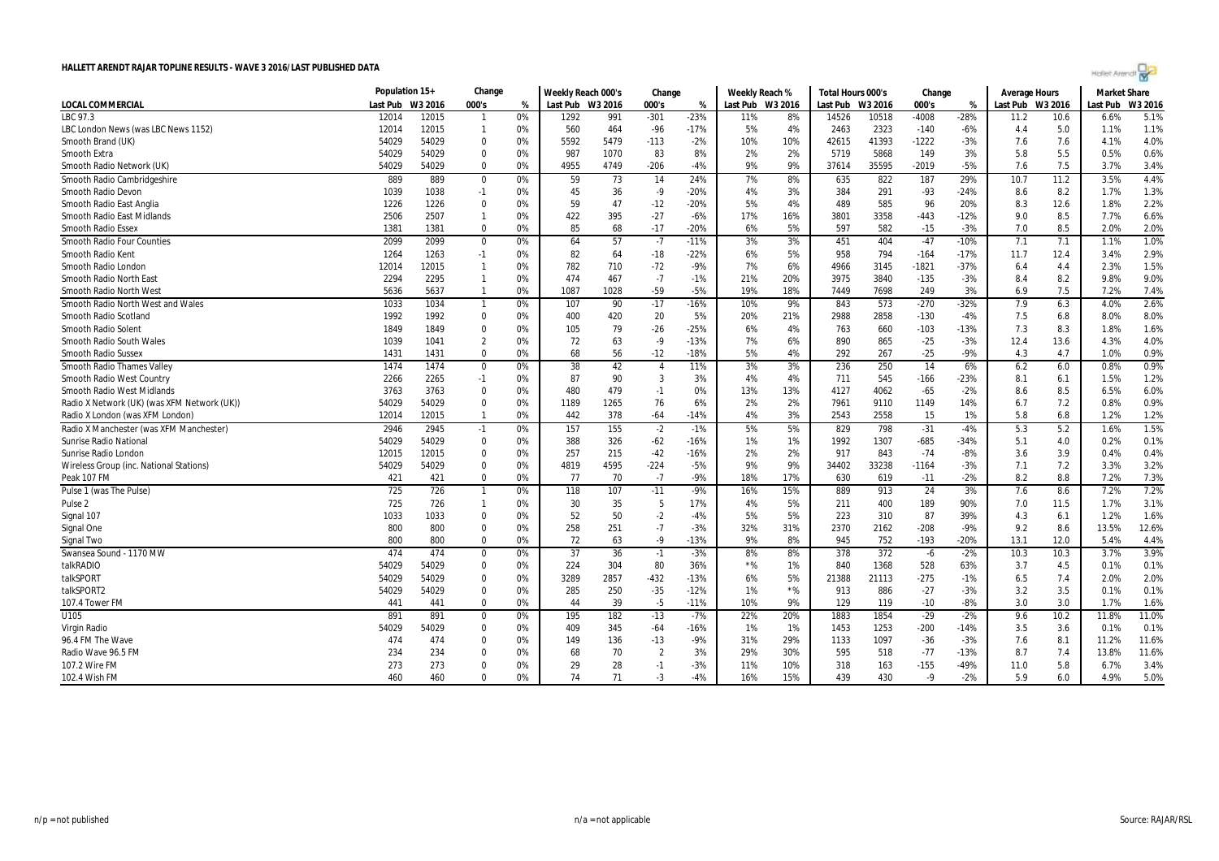**HALLETT ARENDT RAJAR TOPLINE RESULTS - WAVE 3 2016/LAST PUBLISHED DATA**

| LOCAL COMMERCIAL | Population 15+ | | Change | | Weekly Reach 000's | | Change | | Weekly Reach % | | Total Hours 000's | | Change | | Average Hours | | Market Share | |
|---|---|---|---|---|---|---|---|---|---|---|---|---|---|---|---|---|---|---|
| | Last Pub | W3 2016 | 000's | % | Last Pub | W3 2016 | 000's | % | Last Pub | W3 2016 | Last Pub | W3 2016 | 000's | % | Last Pub | W3 2016 | Last Pub | W3 2016 |
| LBC 97.3 | 12014 | 12015 | 1 | 0% | 1292 | 991 | -301 | -23% | 11% | 8% | 14526 | 10518 | -4008 | -28% | 11.2 | 10.6 | 6.6% | 5.1% |
| LBC London News (was LBC News 1152) | 12014 | 12015 | 1 | 0% | 560 | 464 | -96 | -17% | 5% | 4% | 2463 | 2323 | -140 | -6% | 4.4 | 5.0 | 1.1% | 1.1% |
| Smooth Brand (UK) | 54029 | 54029 | 0 | 0% | 5592 | 5479 | -113 | -2% | 10% | 10% | 42615 | 41393 | -1222 | -3% | 7.6 | 7.6 | 4.1% | 4.0% |
| Smooth Extra | 54029 | 54029 | 0 | 0% | 987 | 1070 | 83 | 8% | 2% | 2% | 5719 | 5868 | 149 | 3% | 5.8 | 5.5 | 0.5% | 0.6% |
| Smooth Radio Network (UK) | 54029 | 54029 | 0 | 0% | 4955 | 4749 | -206 | -4% | 9% | 9% | 37614 | 35595 | -2019 | -5% | 7.6 | 7.5 | 3.7% | 3.4% |
| Smooth Radio Cambridgeshire | 889 | 889 | 0 | 0% | 59 | 73 | 14 | 24% | 7% | 8% | 635 | 822 | 187 | 29% | 10.7 | 11.2 | 3.5% | 4.4% |
| Smooth Radio Devon | 1039 | 1038 | -1 | 0% | 45 | 36 | -9 | -20% | 4% | 3% | 384 | 291 | -93 | -24% | 8.6 | 8.2 | 1.7% | 1.3% |
| Smooth Radio East Anglia | 1226 | 1226 | 0 | 0% | 59 | 47 | -12 | -20% | 5% | 4% | 489 | 585 | 96 | 20% | 8.3 | 12.6 | 1.8% | 2.2% |
| Smooth Radio East Midlands | 2506 | 2507 | 1 | 0% | 422 | 395 | -27 | -6% | 17% | 16% | 3801 | 3358 | -443 | -12% | 9.0 | 8.5 | 7.7% | 6.6% |
| Smooth Radio Essex | 1381 | 1381 | 0 | 0% | 85 | 68 | -17 | -20% | 6% | 5% | 597 | 582 | -15 | -3% | 7.0 | 8.5 | 2.0% | 2.0% |
| Smooth Radio Four Counties | 2099 | 2099 | 0 | 0% | 64 | 57 | -7 | -11% | 3% | 3% | 451 | 404 | -47 | -10% | 7.1 | 7.1 | 1.1% | 1.0% |
| Smooth Radio Kent | 1264 | 1263 | -1 | 0% | 82 | 64 | -18 | -22% | 6% | 5% | 958 | 794 | -164 | -17% | 11.7 | 12.4 | 3.4% | 2.9% |
| Smooth Radio London | 12014 | 12015 | 1 | 0% | 782 | 710 | -72 | -9% | 7% | 6% | 4966 | 3145 | -1821 | -37% | 6.4 | 4.4 | 2.3% | 1.5% |
| Smooth Radio North East | 2294 | 2295 | 1 | 0% | 474 | 467 | -7 | -1% | 21% | 20% | 3975 | 3840 | -135 | -3% | 8.4 | 8.2 | 9.8% | 9.0% |
| Smooth Radio North West | 5636 | 5637 | 1 | 0% | 1087 | 1028 | -59 | -5% | 19% | 18% | 7449 | 7698 | 249 | 3% | 6.9 | 7.5 | 7.2% | 7.4% |
| Smooth Radio North West and Wales | 1033 | 1034 | 1 | 0% | 107 | 90 | -17 | -16% | 10% | 9% | 843 | 573 | -270 | -32% | 7.9 | 6.3 | 4.0% | 2.6% |
| Smooth Radio Scotland | 1992 | 1992 | 0 | 0% | 400 | 420 | 20 | 5% | 20% | 21% | 2988 | 2858 | -130 | -4% | 7.5 | 6.8 | 8.0% | 8.0% |
| Smooth Radio Solent | 1849 | 1849 | 0 | 0% | 105 | 79 | -26 | -25% | 6% | 4% | 763 | 660 | -103 | -13% | 7.3 | 8.3 | 1.8% | 1.6% |
| Smooth Radio South Wales | 1039 | 1041 | 2 | 0% | 72 | 63 | -9 | -13% | 7% | 6% | 890 | 865 | -25 | -3% | 12.4 | 13.6 | 4.3% | 4.0% |
| Smooth Radio Sussex | 1431 | 1431 | 0 | 0% | 68 | 56 | -12 | -18% | 5% | 4% | 292 | 267 | -25 | -9% | 4.3 | 4.7 | 1.0% | 0.9% |
| Smooth Radio Thames Valley | 1474 | 1474 | 0 | 0% | 38 | 42 | 4 | 11% | 3% | 3% | 236 | 250 | 14 | 6% | 6.2 | 6.0 | 0.8% | 0.9% |
| Smooth Radio West Country | 2266 | 2265 | -1 | 0% | 87 | 90 | 3 | 3% | 4% | 4% | 711 | 545 | -166 | -23% | 8.1 | 6.1 | 1.5% | 1.2% |
| Smooth Radio West Midlands | 3763 | 3763 | 0 | 0% | 480 | 479 | -1 | 0% | 13% | 13% | 4127 | 4062 | -65 | -2% | 8.6 | 8.5 | 6.5% | 6.0% |
| Radio X Network (UK) (was XFM Network (UK)) | 54029 | 54029 | 0 | 0% | 1189 | 1265 | 76 | 6% | 2% | 2% | 7961 | 9110 | 1149 | 14% | 6.7 | 7.2 | 0.8% | 0.9% |
| Radio X London (was XFM London) | 12014 | 12015 | 1 | 0% | 442 | 378 | -64 | -14% | 4% | 3% | 2543 | 2558 | 15 | 1% | 5.8 | 6.8 | 1.2% | 1.2% |
| Radio X Manchester (was XFM Manchester) | 2946 | 2945 | -1 | 0% | 157 | 155 | -2 | -1% | 5% | 5% | 829 | 798 | -31 | -4% | 5.3 | 5.2 | 1.6% | 1.5% |
| Sunrise Radio National | 54029 | 54029 | 0 | 0% | 388 | 326 | -62 | -16% | 1% | 1% | 1992 | 1307 | -685 | -34% | 5.1 | 4.0 | 0.2% | 0.1% |
| Sunrise Radio London | 12015 | 12015 | 0 | 0% | 257 | 215 | -42 | -16% | 2% | 2% | 917 | 843 | -74 | -8% | 3.6 | 3.9 | 0.4% | 0.4% |
| Wireless Group (inc. National Stations) | 54029 | 54029 | 0 | 0% | 4819 | 4595 | -224 | -5% | 9% | 9% | 34402 | 33238 | -1164 | -3% | 7.1 | 7.2 | 3.3% | 3.2% |
| Peak 107 FM | 421 | 421 | 0 | 0% | 77 | 70 | -7 | -9% | 18% | 17% | 630 | 619 | -11 | -2% | 8.2 | 8.8 | 7.2% | 7.3% |
| Pulse 1 (was The Pulse) | 725 | 726 | 1 | 0% | 118 | 107 | -11 | -9% | 16% | 15% | 889 | 913 | 24 | 3% | 7.6 | 8.6 | 7.2% | 7.2% |
| Pulse 2 | 725 | 726 | 1 | 0% | 30 | 35 | 5 | 17% | 4% | 5% | 211 | 400 | 189 | 90% | 7.0 | 11.5 | 1.7% | 3.1% |
| Signal 107 | 1033 | 1033 | 0 | 0% | 52 | 50 | -2 | -4% | 5% | 5% | 223 | 310 | 87 | 39% | 4.3 | 6.1 | 1.2% | 1.6% |
| Signal One | 800 | 800 | 0 | 0% | 258 | 251 | -7 | -3% | 32% | 31% | 2370 | 2162 | -208 | -9% | 9.2 | 8.6 | 13.5% | 12.6% |
| Signal Two | 800 | 800 | 0 | 0% | 72 | 63 | -9 | -13% | 9% | 8% | 945 | 752 | -193 | -20% | 13.1 | 12.0 | 5.4% | 4.4% |
| Swansea Sound - 1170 MW | 474 | 474 | 0 | 0% | 37 | 36 | -1 | -3% | 8% | 8% | 378 | 372 | -6 | -2% | 10.3 | 10.3 | 3.7% | 3.9% |
| talkRADIO | 54029 | 54029 | 0 | 0% | 224 | 304 | 80 | 36% | *% | 1% | 840 | 1368 | 528 | 63% | 3.7 | 4.5 | 0.1% | 0.1% |
| talkSPORT | 54029 | 54029 | 0 | 0% | 3289 | 2857 | -432 | -13% | 6% | 5% | 21388 | 21113 | -275 | -1% | 6.5 | 7.4 | 2.0% | 2.0% |
| talkSPORT2 | 54029 | 54029 | 0 | 0% | 285 | 250 | -35 | -12% | 1% | *% | 913 | 886 | -27 | -3% | 3.2 | 3.5 | 0.1% | 0.1% |
| 107.4 Tower FM | 441 | 441 | 0 | 0% | 44 | 39 | -5 | -11% | 10% | 9% | 129 | 119 | -10 | -8% | 3.0 | 3.0 | 1.7% | 1.6% |
| U105 | 891 | 891 | 0 | 0% | 195 | 182 | -13 | -7% | 22% | 20% | 1883 | 1854 | -29 | -2% | 9.6 | 10.2 | 11.8% | 11.0% |
| Virgin Radio | 54029 | 54029 | 0 | 0% | 409 | 345 | -64 | -16% | 1% | 1% | 1453 | 1253 | -200 | -14% | 3.5 | 3.6 | 0.1% | 0.1% |
| 96.4 FM The Wave | 474 | 474 | 0 | 0% | 149 | 136 | -13 | -9% | 31% | 29% | 1133 | 1097 | -36 | -3% | 7.6 | 8.1 | 11.2% | 11.6% |
| Radio Wave 96.5 FM | 234 | 234 | 0 | 0% | 68 | 70 | 2 | 3% | 29% | 30% | 595 | 518 | -77 | -13% | 8.7 | 7.4 | 13.8% | 11.6% |
| 107.2 Wire FM | 273 | 273 | 0 | 0% | 29 | 28 | -1 | -3% | 11% | 10% | 318 | 163 | -155 | -49% | 11.0 | 5.8 | 6.7% | 3.4% |
| 102.4 Wish FM | 460 | 460 | 0 | 0% | 74 | 71 | -3 | -4% | 16% | 15% | 439 | 430 | -9 | -2% | 5.9 | 6.0 | 4.9% | 5.0% |

n/p = not published | n/a = not applicable | Source: RAJAR/RSL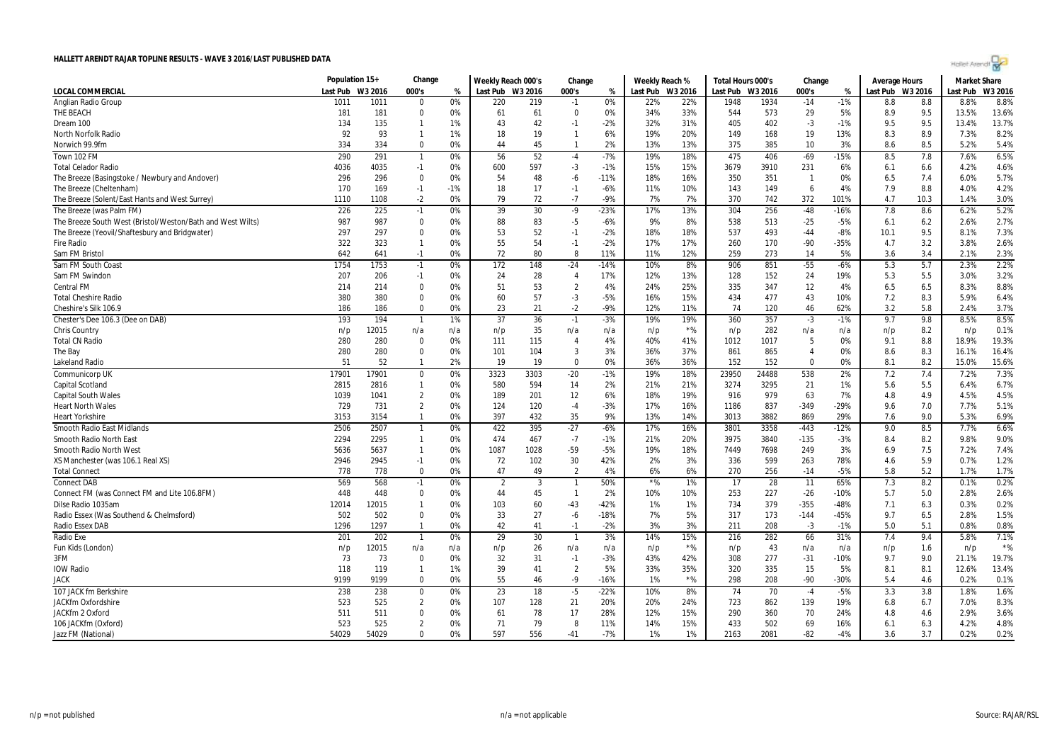# HALLETT ARENDT RAJAR TOPLINE RESULTS - WAVE 3 2016/LAST PUBLISHED DATA

| LOCAL COMMERCIAL | Population 15+ | | Change | | Weekly Reach 000's | | Change | | Weekly Reach % | | Total Hours 000's | | Change | | Average Hours | | Market Share | |
|---|---|---|---|---|---|---|---|---|---|---|---|---|---|---|---|---|---|---|
| | Last Pub | W3 2016 | 000's | % | Last Pub | W3 2016 | 000's | % | Last Pub | W3 2016 | Last Pub | W3 2016 | 000's | % | Last Pub | W3 2016 | Last Pub | W3 2016 |
| Anglian Radio Group | 1011 | 1011 | 0 | 0% | 220 | 219 | -1 | 0% | 22% | 22% | 1948 | 1934 | -14 | -1% | 8.8 | 8.8 | 8.8% | 8.8% |
| THE BEACH | 181 | 181 | 0 | 0% | 61 | 61 | 0 | 0% | 34% | 33% | 544 | 573 | 29 | 5% | 8.9 | 9.5 | 13.5% | 13.6% |
| Dream 100 | 134 | 135 | 1 | 1% | 43 | 42 | -1 | -2% | 32% | 31% | 405 | 402 | -3 | -1% | 9.5 | 9.5 | 13.4% | 13.7% |
| North Norfolk Radio | 92 | 93 | 1 | 1% | 18 | 19 | 1 | 6% | 19% | 20% | 149 | 168 | 19 | 13% | 8.3 | 8.9 | 7.3% | 8.2% |
| Norwich 99.9fm | 334 | 334 | 0 | 0% | 44 | 45 | 1 | 2% | 13% | 13% | 375 | 385 | 10 | 3% | 8.6 | 8.5 | 5.2% | 5.4% |
| Town 102 FM | 290 | 291 | 1 | 0% | 56 | 52 | -4 | -7% | 19% | 18% | 475 | 406 | -69 | -15% | 8.5 | 7.8 | 7.6% | 6.5% |
| Total Celador Radio | 4036 | 4035 | -1 | 0% | 600 | 597 | -3 | -1% | 15% | 15% | 3679 | 3910 | 231 | 6% | 6.1 | 6.6 | 4.2% | 4.6% |
| The Breeze (Basingstoke / Newbury and Andover) | 296 | 296 | 0 | 0% | 54 | 48 | -6 | -11% | 18% | 16% | 350 | 351 | 1 | 0% | 6.5 | 7.4 | 6.0% | 5.7% |
| The Breeze (Cheltenham) | 170 | 169 | -1 | -1% | 18 | 17 | -1 | -6% | 11% | 10% | 143 | 149 | 6 | 4% | 7.9 | 8.8 | 4.0% | 4.2% |
| The Breeze (Solent/East Hants and West Surrey) | 1110 | 1108 | -2 | 0% | 79 | 72 | -7 | -9% | 7% | 7% | 370 | 742 | 372 | 101% | 4.7 | 10.3 | 1.4% | 3.0% |
| The Breeze (was Palm FM) | 226 | 225 | -1 | 0% | 39 | 30 | -9 | -23% | 17% | 13% | 304 | 256 | -48 | -16% | 7.8 | 8.6 | 6.2% | 5.2% |
| The Breeze South West (Bristol/Weston/Bath and West Wilts) | 987 | 987 | 0 | 0% | 88 | 83 | -5 | -6% | 9% | 8% | 538 | 513 | -25 | -5% | 6.1 | 6.2 | 2.6% | 2.7% |
| The Breeze (Yeovil/Shaftesbury and Bridgwater) | 297 | 297 | 0 | 0% | 53 | 52 | -1 | -2% | 18% | 18% | 537 | 493 | -44 | -8% | 10.1 | 9.5 | 8.1% | 7.3% |
| Fire Radio | 322 | 323 | 1 | 0% | 55 | 54 | -1 | -2% | 17% | 17% | 260 | 170 | -90 | -35% | 4.7 | 3.2 | 3.8% | 2.6% |
| Sam FM Bristol | 642 | 641 | -1 | 0% | 72 | 80 | 8 | 11% | 11% | 12% | 259 | 273 | 14 | 5% | 3.6 | 3.4 | 2.1% | 2.3% |
| Sam FM South Coast | 1754 | 1753 | -1 | 0% | 172 | 148 | -24 | -14% | 10% | 8% | 906 | 851 | -55 | -6% | 5.3 | 5.7 | 2.3% | 2.2% |
| Sam FM Swindon | 207 | 206 | -1 | 0% | 24 | 28 | 4 | 17% | 12% | 13% | 128 | 152 | 24 | 19% | 5.3 | 5.5 | 3.0% | 3.2% |
| Central FM | 214 | 214 | 0 | 0% | 51 | 53 | 2 | 4% | 24% | 25% | 335 | 347 | 12 | 4% | 6.5 | 6.5 | 8.3% | 8.8% |
| Total Cheshire Radio | 380 | 380 | 0 | 0% | 60 | 57 | -3 | -5% | 16% | 15% | 434 | 477 | 43 | 10% | 7.2 | 8.3 | 5.9% | 6.4% |
| Cheshire's Silk 106.9 | 186 | 186 | 0 | 0% | 23 | 21 | -2 | -9% | 12% | 11% | 74 | 120 | 46 | 62% | 3.2 | 5.8 | 2.4% | 3.7% |
| Chester's Dee 106.3 (Dee on DAB) | 193 | 194 | 1 | 1% | 37 | 36 | -1 | -3% | 19% | 19% | 360 | 357 | -3 | -1% | 9.7 | 9.8 | 8.5% | 8.5% |
| Chris Country | n/p | 12015 | n/a | n/a | n/p | 35 | n/a | n/a | n/p | *% | n/p | 282 | n/a | n/a | n/p | 8.2 | n/p | 0.1% |
| Total CN Radio | 280 | 280 | 0 | 0% | 111 | 115 | 4 | 4% | 40% | 41% | 1012 | 1017 | 5 | 0% | 9.1 | 8.8 | 18.9% | 19.3% |
| The Bay | 280 | 280 | 0 | 0% | 101 | 104 | 3 | 3% | 36% | 37% | 861 | 865 | 4 | 0% | 8.6 | 8.3 | 16.1% | 16.4% |
| Lakeland Radio | 51 | 52 | 1 | 2% | 19 | 19 | 0 | 0% | 36% | 36% | 152 | 152 | 0 | 0% | 8.1 | 8.2 | 15.0% | 15.6% |
| Communicorp UK | 17901 | 17901 | 0 | 0% | 3323 | 3303 | -20 | -1% | 19% | 18% | 23950 | 24488 | 538 | 2% | 7.2 | 7.4 | 7.2% | 7.3% |
| Capital Scotland | 2815 | 2816 | 1 | 0% | 580 | 594 | 14 | 2% | 21% | 21% | 3274 | 3295 | 21 | 1% | 5.6 | 5.5 | 6.4% | 6.7% |
| Capital South Wales | 1039 | 1041 | 2 | 0% | 189 | 201 | 12 | 6% | 18% | 19% | 916 | 979 | 63 | 7% | 4.8 | 4.9 | 4.5% | 4.5% |
| Heart North Wales | 729 | 731 | 2 | 0% | 124 | 120 | -4 | -3% | 17% | 16% | 1186 | 837 | -349 | -29% | 9.6 | 7.0 | 7.7% | 5.1% |
| Heart Yorkshire | 3153 | 3154 | 1 | 0% | 397 | 432 | 35 | 9% | 13% | 14% | 3013 | 3882 | 869 | 29% | 7.6 | 9.0 | 5.3% | 6.9% |
| Smooth Radio East Midlands | 2506 | 2507 | 1 | 0% | 422 | 395 | -27 | -6% | 17% | 16% | 3801 | 3358 | -443 | -12% | 9.0 | 8.5 | 7.7% | 6.6% |
| Smooth Radio North East | 2294 | 2295 | 1 | 0% | 474 | 467 | -7 | -1% | 21% | 20% | 3975 | 3840 | -135 | -3% | 8.4 | 8.2 | 9.8% | 9.0% |
| Smooth Radio North West | 5636 | 5637 | 1 | 0% | 1087 | 1028 | -59 | -5% | 19% | 18% | 7449 | 7698 | 249 | 3% | 6.9 | 7.5 | 7.2% | 7.4% |
| XS Manchester (was 106.1 Real XS) | 2946 | 2945 | -1 | 0% | 72 | 102 | 30 | 42% | 2% | 3% | 336 | 599 | 263 | 78% | 4.6 | 5.9 | 0.7% | 1.2% |
| Total Connect | 778 | 778 | 0 | 0% | 47 | 49 | 2 | 4% | 6% | 6% | 270 | 256 | -14 | -5% | 5.8 | 5.2 | 1.7% | 1.7% |
| Connect DAB | 569 | 568 | -1 | 0% | 2 | 3 | 1 | 50% | *% | 1% | 17 | 28 | 11 | 65% | 7.3 | 8.2 | 0.1% | 0.2% |
| Connect FM (was Connect FM and Lite 106.8FM) | 448 | 448 | 0 | 0% | 44 | 45 | 1 | 2% | 10% | 10% | 253 | 227 | -26 | -10% | 5.7 | 5.0 | 2.8% | 2.6% |
| Dilse Radio 1035am | 12014 | 12015 | 1 | 0% | 103 | 60 | -43 | -42% | 1% | 1% | 734 | 379 | -355 | -48% | 7.1 | 6.3 | 0.3% | 0.2% |
| Radio Essex (Was Southend & Chelmsford) | 502 | 502 | 0 | 0% | 33 | 27 | -6 | -18% | 7% | 5% | 317 | 173 | -144 | -45% | 9.7 | 6.5 | 2.8% | 1.5% |
| Radio Essex DAB | 1296 | 1297 | 1 | 0% | 42 | 41 | -1 | -2% | 3% | 3% | 211 | 208 | -3 | -1% | 5.0 | 5.1 | 0.8% | 0.8% |
| Radio Exe | 201 | 202 | 1 | 0% | 29 | 30 | 1 | 3% | 14% | 15% | 216 | 282 | 66 | 31% | 7.4 | 9.4 | 5.8% | 7.1% |
| Fun Kids (London) | n/p | 12015 | n/a | n/a | n/p | 26 | n/a | n/a | n/p | *% | n/p | 43 | n/a | n/a | n/p | 1.6 | n/p | *% |
| 3FM | 73 | 73 | 0 | 0% | 32 | 31 | -1 | -3% | 43% | 42% | 308 | 277 | -31 | -10% | 9.7 | 9.0 | 21.1% | 19.7% |
| IOW Radio | 118 | 119 | 1 | 1% | 39 | 41 | 2 | 5% | 33% | 35% | 320 | 335 | 15 | 5% | 8.1 | 8.1 | 12.6% | 13.4% |
| JACK | 9199 | 9199 | 0 | 0% | 55 | 46 | -9 | -16% | 1% | *% | 298 | 208 | -90 | -30% | 5.4 | 4.6 | 0.2% | 0.1% |
| 107 JACK fm Berkshire | 238 | 238 | 0 | 0% | 23 | 18 | -5 | -22% | 10% | 8% | 74 | 70 | -4 | -5% | 3.3 | 3.8 | 1.8% | 1.6% |
| JACKfm Oxfordshire | 523 | 525 | 2 | 0% | 107 | 128 | 21 | 20% | 20% | 24% | 723 | 862 | 139 | 19% | 6.8 | 6.7 | 7.0% | 8.3% |
| JACKfm 2 Oxford | 511 | 511 | 0 | 0% | 61 | 78 | 17 | 28% | 12% | 15% | 290 | 360 | 70 | 24% | 4.8 | 4.6 | 2.9% | 3.6% |
| 106 JACKfm (Oxford) | 523 | 525 | 2 | 0% | 71 | 79 | 8 | 11% | 14% | 15% | 433 | 502 | 69 | 16% | 6.1 | 6.3 | 4.2% | 4.8% |
| Jazz FM (National) | 54029 | 54029 | 0 | 0% | 597 | 556 | -41 | -7% | 1% | 1% | 2163 | 2081 | -82 | -4% | 3.6 | 3.7 | 0.2% | 0.2% |

n/p = not published | n/a = not applicable | Source: RAJAR/RSL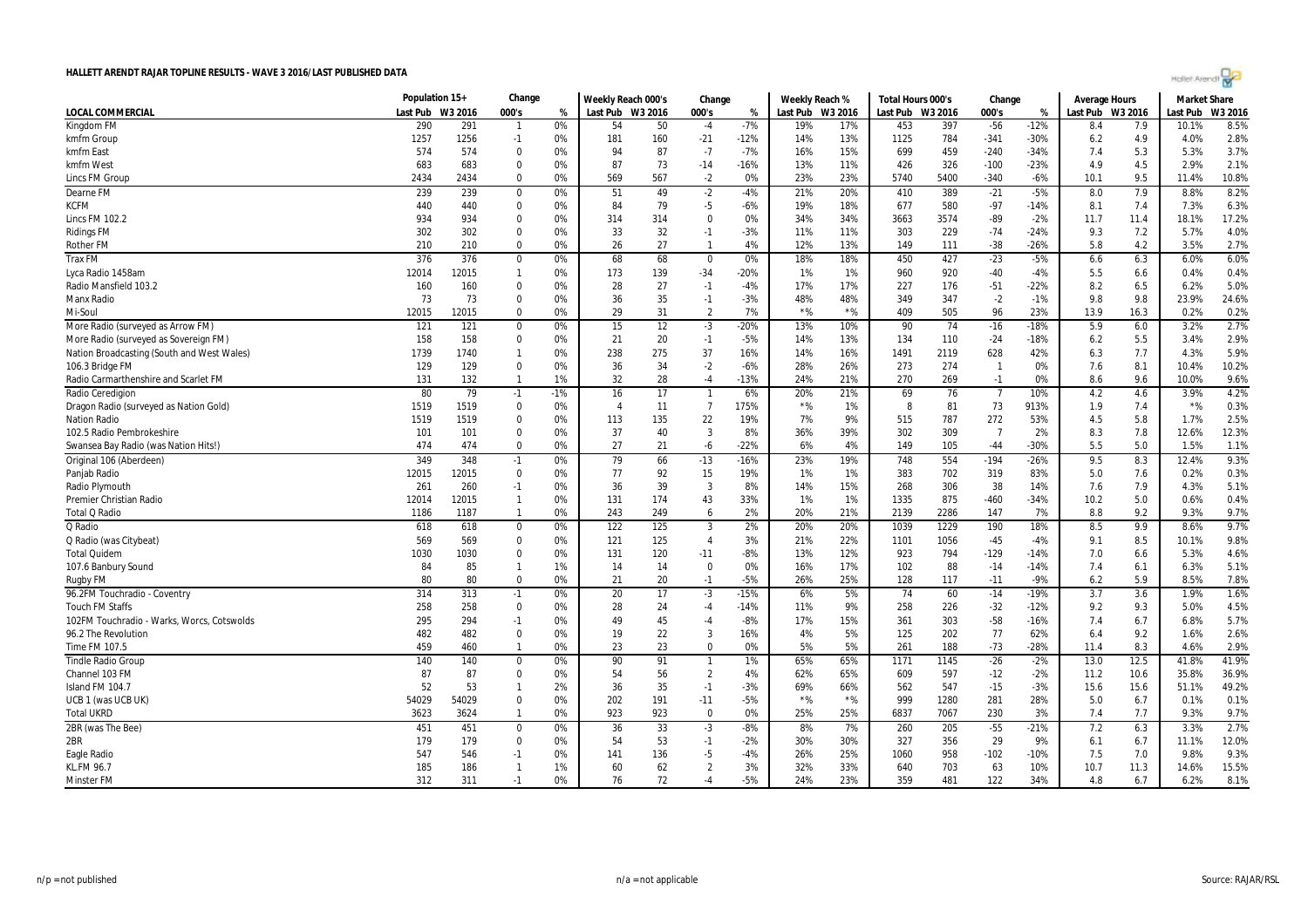# HALLETT ARENDT RAJAR TOPLINE RESULTS - WAVE 3 2016/LAST PUBLISHED DATA

| LOCAL COMMERCIAL | Population 15+ | | Change | | Weekly Reach 000's | | Change | | Weekly Reach % | | Total Hours 000's | | Change | | Average Hours | | Market Share | |
|---|---|---|---|---|---|---|---|---|---|---|---|---|---|---|---|---|---|---|
| | Last Pub | W3 2016 | 000's | % | Last Pub | W3 2016 | 000's | % | Last Pub | W3 2016 | Last Pub | W3 2016 | 000's | % | Last Pub | W3 2016 | Last Pub | W3 2016 |
| Kingdom FM | 290 | 291 | 1 | 0% | 54 | 50 | -4 | -7% | 19% | 17% | 453 | 397 | -56 | -12% | 8.4 | 7.9 | 10.1% | 8.5% |
| kmfm Group | 1257 | 1256 | -1 | 0% | 181 | 160 | -21 | -12% | 14% | 13% | 1125 | 784 | -341 | -30% | 6.2 | 4.9 | 4.0% | 2.8% |
| kmfm East | 574 | 574 | 0 | 0% | 94 | 87 | -7 | -7% | 16% | 15% | 699 | 459 | -240 | -34% | 7.4 | 5.3 | 5.3% | 3.7% |
| kmfm West | 683 | 683 | 0 | 0% | 87 | 73 | -14 | -16% | 13% | 11% | 426 | 326 | -100 | -23% | 4.9 | 4.5 | 2.9% | 2.1% |
| Lincs FM Group | 2434 | 2434 | 0 | 0% | 569 | 567 | -2 | 0% | 23% | 23% | 5740 | 5400 | -340 | -6% | 10.1 | 9.5 | 11.4% | 10.8% |
| Dearne FM | 239 | 239 | 0 | 0% | 51 | 49 | -2 | -4% | 21% | 20% | 410 | 389 | -21 | -5% | 8.0 | 7.9 | 8.8% | 8.2% |
| KCFM | 440 | 440 | 0 | 0% | 84 | 79 | -5 | -6% | 19% | 18% | 677 | 580 | -97 | -14% | 8.1 | 7.4 | 7.3% | 6.3% |
| Lincs FM 102.2 | 934 | 934 | 0 | 0% | 314 | 314 | 0 | 0% | 34% | 34% | 3663 | 3574 | -89 | -2% | 11.7 | 11.4 | 18.1% | 17.2% |
| Ridings FM | 302 | 302 | 0 | 0% | 33 | 32 | -1 | -3% | 11% | 11% | 303 | 229 | -74 | -24% | 9.3 | 7.2 | 5.7% | 4.0% |
| Rother FM | 210 | 210 | 0 | 0% | 26 | 27 | 1 | 4% | 12% | 13% | 149 | 111 | -38 | -26% | 5.8 | 4.2 | 3.5% | 2.7% |
| Trax FM | 376 | 376 | 0 | 0% | 68 | 68 | 0 | 0% | 18% | 18% | 450 | 427 | -23 | -5% | 6.6 | 6.3 | 6.0% | 6.0% |
| Lyca Radio 1458am | 12014 | 12015 | 1 | 0% | 173 | 139 | -34 | -20% | 1% | 1% | 960 | 920 | -40 | -4% | 5.5 | 6.6 | 0.4% | 0.4% |
| Radio Mansfield 103.2 | 160 | 160 | 0 | 0% | 28 | 27 | -1 | -4% | 17% | 17% | 227 | 176 | -51 | -22% | 8.2 | 6.5 | 6.2% | 5.0% |
| Manx Radio | 73 | 73 | 0 | 0% | 36 | 35 | -1 | -3% | 48% | 48% | 349 | 347 | -2 | -1% | 9.8 | 9.8 | 23.9% | 24.6% |
| Mi-Soul | 12015 | 12015 | 0 | 0% | 29 | 31 | 2 | 7% | *% | *% | 409 | 505 | 96 | 23% | 13.9 | 16.3 | 0.2% | 0.2% |
| More Radio (surveyed as Arrow FM) | 121 | 121 | 0 | 0% | 15 | 12 | -3 | -20% | 13% | 10% | 90 | 74 | -16 | -18% | 5.9 | 6.0 | 3.2% | 2.7% |
| More Radio (surveyed as Sovereign FM) | 158 | 158 | 0 | 0% | 21 | 20 | -1 | -5% | 14% | 13% | 134 | 110 | -24 | -18% | 6.2 | 5.5 | 3.4% | 2.9% |
| Nation Broadcasting (South and West Wales) | 1739 | 1740 | 1 | 0% | 238 | 275 | 37 | 16% | 14% | 16% | 1491 | 2119 | 628 | 42% | 6.3 | 7.7 | 4.3% | 5.9% |
| 106.3 Bridge FM | 129 | 129 | 0 | 0% | 36 | 34 | -2 | -6% | 28% | 26% | 273 | 274 | 1 | 0% | 7.6 | 8.1 | 10.4% | 10.2% |
| Radio Carmarthenshire and Scarlet FM | 131 | 132 | 1 | 1% | 32 | 28 | -4 | -13% | 24% | 21% | 270 | 269 | -1 | 0% | 8.6 | 9.6 | 10.0% | 9.6% |
| Radio Ceredigion | 80 | 79 | -1 | -1% | 16 | 17 | 1 | 6% | 20% | 21% | 69 | 76 | 7 | 10% | 4.2 | 4.6 | 3.9% | 4.2% |
| Dragon Radio (surveyed as Nation Gold) | 1519 | 1519 | 0 | 0% | 4 | 11 | 7 | 175% | *% | 1% | 8 | 81 | 73 | 913% | 1.9 | 7.4 | *% | 0.3% |
| Nation Radio | 1519 | 1519 | 0 | 0% | 113 | 135 | 22 | 19% | 7% | 9% | 515 | 787 | 272 | 53% | 4.5 | 5.8 | 1.7% | 2.5% |
| 102.5 Radio Pembrokeshire | 101 | 101 | 0 | 0% | 37 | 40 | 3 | 8% | 36% | 39% | 302 | 309 | 7 | 2% | 8.3 | 7.8 | 12.6% | 12.3% |
| Swansea Bay Radio (was Nation Hits!) | 474 | 474 | 0 | 0% | 27 | 21 | -6 | -22% | 6% | 4% | 149 | 105 | -44 | -30% | 5.5 | 5.0 | 1.5% | 1.1% |
| Original 106 (Aberdeen) | 349 | 348 | -1 | 0% | 79 | 66 | -13 | -16% | 23% | 19% | 748 | 554 | -194 | -26% | 9.5 | 8.3 | 12.4% | 9.3% |
| Panjab Radio | 12015 | 12015 | 0 | 0% | 77 | 92 | 15 | 19% | 1% | 1% | 383 | 702 | 319 | 83% | 5.0 | 7.6 | 0.2% | 0.3% |
| Radio Plymouth | 261 | 260 | -1 | 0% | 36 | 39 | 3 | 8% | 14% | 15% | 268 | 306 | 38 | 14% | 7.6 | 7.9 | 4.3% | 5.1% |
| Premier Christian Radio | 12014 | 12015 | 1 | 0% | 131 | 174 | 43 | 33% | 1% | 1% | 1335 | 875 | -460 | -34% | 10.2 | 5.0 | 0.6% | 0.4% |
| Total Q Radio | 1186 | 1187 | 1 | 0% | 243 | 249 | 6 | 2% | 20% | 21% | 2139 | 2286 | 147 | 7% | 8.8 | 9.2 | 9.3% | 9.7% |
| Q Radio | 618 | 618 | 0 | 0% | 122 | 125 | 3 | 2% | 20% | 20% | 1039 | 1229 | 190 | 18% | 8.5 | 9.9 | 8.6% | 9.7% |
| Q Radio (was Citybeat) | 569 | 569 | 0 | 0% | 121 | 125 | 4 | 3% | 21% | 22% | 1101 | 1056 | -45 | -4% | 9.1 | 8.5 | 10.1% | 9.8% |
| Total Quidem | 1030 | 1030 | 0 | 0% | 131 | 120 | -11 | -8% | 13% | 12% | 923 | 794 | -129 | -14% | 7.0 | 6.6 | 5.3% | 4.6% |
| 107.6 Banbury Sound | 84 | 85 | 1 | 1% | 14 | 14 | 0 | 0% | 16% | 17% | 102 | 88 | -14 | -14% | 7.4 | 6.1 | 6.3% | 5.1% |
| Rugby FM | 80 | 80 | 0 | 0% | 21 | 20 | -1 | -5% | 26% | 25% | 128 | 117 | -11 | -9% | 6.2 | 5.9 | 8.5% | 7.8% |
| 96.2FM Touchradio - Coventry | 314 | 313 | -1 | 0% | 20 | 17 | -3 | -15% | 6% | 5% | 74 | 60 | -14 | -19% | 3.7 | 3.6 | 1.9% | 1.6% |
| Touch FM Staffs | 258 | 258 | 0 | 0% | 28 | 24 | -4 | -14% | 11% | 9% | 258 | 226 | -32 | -12% | 9.2 | 9.3 | 5.0% | 4.5% |
| 102FM Touchradio - Warks, Worcs, Cotswolds | 295 | 294 | -1 | 0% | 49 | 45 | -4 | -8% | 17% | 15% | 361 | 303 | -58 | -16% | 7.4 | 6.7 | 6.8% | 5.7% |
| 96.2 The Revolution | 482 | 482 | 0 | 0% | 19 | 22 | 3 | 16% | 4% | 5% | 125 | 202 | 77 | 62% | 6.4 | 9.2 | 1.6% | 2.6% |
| Time FM 107.5 | 459 | 460 | 1 | 0% | 23 | 23 | 0 | 0% | 5% | 5% | 261 | 188 | -73 | -28% | 11.4 | 8.3 | 4.6% | 2.9% |
| Tindle Radio Group | 140 | 140 | 0 | 0% | 90 | 91 | 1 | 1% | 65% | 65% | 1171 | 1145 | -26 | -2% | 13.0 | 12.5 | 41.8% | 41.9% |
| Channel 103 FM | 87 | 87 | 0 | 0% | 54 | 56 | 2 | 4% | 62% | 65% | 609 | 597 | -12 | -2% | 11.2 | 10.6 | 35.8% | 36.9% |
| Island FM 104.7 | 52 | 53 | 1 | 2% | 36 | 35 | -1 | -3% | 69% | 66% | 562 | 547 | -15 | -3% | 15.6 | 15.6 | 51.1% | 49.2% |
| UCB 1 (was UCB UK) | 54029 | 54029 | 0 | 0% | 202 | 191 | -11 | -5% | *% | *% | 999 | 1280 | 281 | 28% | 5.0 | 6.7 | 0.1% | 0.1% |
| Total UKRD | 3623 | 3624 | 1 | 0% | 923 | 923 | 0 | 0% | 25% | 25% | 6837 | 7067 | 230 | 3% | 7.4 | 7.7 | 9.3% | 9.7% |
| 2BR (was The Bee) | 451 | 451 | 0 | 0% | 36 | 33 | -3 | -8% | 8% | 7% | 260 | 205 | -55 | -21% | 7.2 | 6.3 | 3.3% | 2.7% |
| 2BR | 179 | 179 | 0 | 0% | 54 | 53 | -1 | -2% | 30% | 30% | 327 | 356 | 29 | 9% | 6.1 | 6.7 | 11.1% | 12.0% |
| Eagle Radio | 547 | 546 | -1 | 0% | 141 | 136 | -5 | -4% | 26% | 25% | 1060 | 958 | -102 | -10% | 7.5 | 7.0 | 9.8% | 9.3% |
| KL.FM 96.7 | 185 | 186 | 1 | 1% | 60 | 62 | 2 | 3% | 32% | 33% | 640 | 703 | 63 | 10% | 10.7 | 11.3 | 14.6% | 15.5% |
| Minster FM | 312 | 311 | -1 | 0% | 76 | 72 | -4 | -5% | 24% | 23% | 359 | 481 | 122 | 34% | 4.8 | 6.7 | 6.2% | 8.1% |

n/p = not published | n/a = not applicable | Source: RAJAR/RSL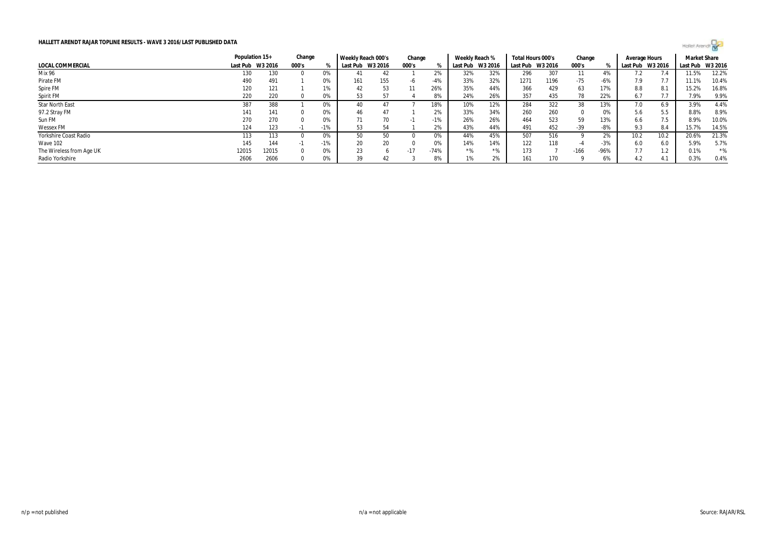**HALLETT ARENDT RAJAR TOPLINE RESULTS - WAVE 3 2016/LAST PUBLISHED DATA**

| | Population 15+ | | Change | | Weekly Reach 000's | | Change | | Weekly Reach % | | Total Hours 000's | | Change | | Average Hours | | Market Share | |
|---|---|---|---|---|---|---|---|---|---|---|---|---|---|---|---|---|---|---|
| **LOCAL COMMERCIAL** | Last Pub | W3 2016 | 000's | % | Last Pub | W3 2016 | 000's | % | Last Pub | W3 2016 | Last Pub | W3 2016 | 000's | % | Last Pub | W3 2016 | Last Pub | W3 2016 |
| Mix 96 | 130 | 130 | 0 | 0% | 41 | 42 | 1 | 2% | 32% | 32% | 296 | 307 | 11 | 4% | 7.2 | 7.4 | 11.5% | 12.2% |
| Pirate FM | 490 | 491 | 1 | 0% | 161 | 155 | -6 | -4% | 33% | 32% | 1271 | 1196 | -75 | -6% | 7.9 | 7.7 | 11.1% | 10.4% |
| Spire FM | 120 | 121 | 1 | 1% | 42 | 53 | 11 | 26% | 35% | 44% | 366 | 429 | 63 | 17% | 8.8 | 8.1 | 15.2% | 16.8% |
| Spirit FM | 220 | 220 | 0 | 0% | 53 | 57 | 4 | 8% | 24% | 26% | 357 | 435 | 78 | 22% | 6.7 | 7.7 | 7.9% | 9.9% |
| Star North East | 387 | 388 | 1 | 0% | 40 | 47 | 7 | 18% | 10% | 12% | 284 | 322 | 38 | 13% | 7.0 | 6.9 | 3.9% | 4.4% |
| 97.2 Stray FM | 141 | 141 | 0 | 0% | 46 | 47 | 1 | 2% | 33% | 34% | 260 | 260 | 0 | 0% | 5.6 | 5.5 | 8.8% | 8.9% |
| Sun FM | 270 | 270 | 0 | 0% | 71 | 70 | -1 | -1% | 26% | 26% | 464 | 523 | 59 | 13% | 6.6 | 7.5 | 8.9% | 10.0% |
| Wessex FM | 124 | 123 | -1 | -1% | 53 | 54 | 1 | 2% | 43% | 44% | 491 | 452 | -39 | -8% | 9.3 | 8.4 | 15.7% | 14.5% |
| Yorkshire Coast Radio | 113 | 113 | 0 | 0% | 50 | 50 | 0 | 0% | 44% | 45% | 507 | 516 | 9 | 2% | 10.2 | 10.2 | 20.6% | 21.3% |
| Wave 102 | 145 | 144 | -1 | -1% | 20 | 20 | 0 | 0% | 14% | 14% | 122 | 118 | -4 | -3% | 6.0 | 6.0 | 5.9% | 5.7% |
| The Wireless from Age UK | 12015 | 12015 | 0 | 0% | 23 | 6 | -17 | -74% | *% | *% | 173 | 7 | -166 | -96% | 7.7 | 1.2 | 0.1% | *% |
| Radio Yorkshire | 2606 | 2606 | 0 | 0% | 39 | 42 | 3 | 8% | 1% | 2% | 161 | 170 | 9 | 6% | 4.2 | 4.1 | 0.3% | 0.4% |

n/p = not published    n/a = not applicable    Source: RAJAR/RSL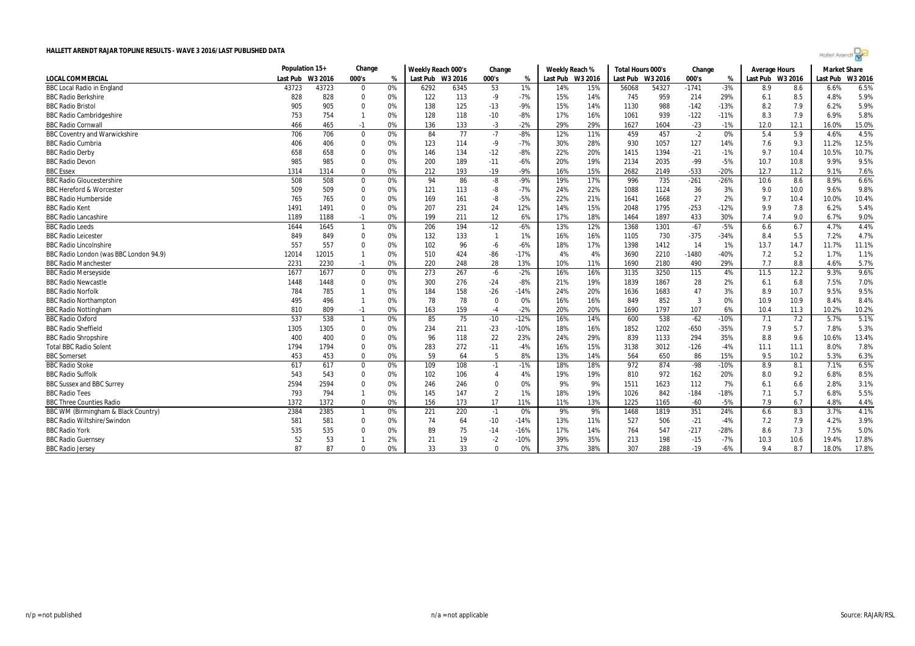# HALLETT ARENDT RAJAR TOPLINE RESULTS - WAVE 3 2016/LAST PUBLISHED DATA

| | Population 15+ | | Change | | Weekly Reach 000's | | Change | | Weekly Reach % | | Total Hours 000's | | Change | | Average Hours | | Market Share | |
|---|---|---|---|---|---|---|---|---|---|---|---|---|---|---|---|---|---|---|
| LOCAL COMMERCIAL | Last Pub | W3 2016 | 000's | % | Last Pub | W3 2016 | 000's | % | Last Pub | W3 2016 | Last Pub | W3 2016 | 000's | % | Last Pub | W3 2016 | Last Pub | W3 2016 |
| BBC Local Radio in England | 43723 | 43723 | 0 | 0% | 6292 | 6345 | 53 | 1% | 14% | 15% | 56068 | 54327 | -1741 | -3% | 8.9 | 8.6 | 6.6% | 6.5% |
| BBC Radio Berkshire | 828 | 828 | 0 | 0% | 122 | 113 | -9 | -7% | 15% | 14% | 745 | 959 | 214 | 29% | 6.1 | 8.5 | 4.8% | 5.9% |
| BBC Radio Bristol | 905 | 905 | 0 | 0% | 138 | 125 | -13 | -9% | 15% | 14% | 1130 | 988 | -142 | -13% | 8.2 | 7.9 | 6.2% | 5.9% |
| BBC Radio Cambridgeshire | 753 | 754 | 1 | 0% | 128 | 118 | -10 | -8% | 17% | 16% | 1061 | 939 | -122 | -11% | 8.3 | 7.9 | 6.9% | 5.8% |
| BBC Radio Cornwall | 466 | 465 | -1 | 0% | 136 | 133 | -3 | -2% | 29% | 29% | 1627 | 1604 | -23 | -1% | 12.0 | 12.1 | 16.0% | 15.0% |
| BBC Coventry and Warwickshire | 706 | 706 | 0 | 0% | 84 | 77 | -7 | -8% | 12% | 11% | 459 | 457 | -2 | 0% | 5.4 | 5.9 | 4.6% | 4.5% |
| BBC Radio Cumbria | 406 | 406 | 0 | 0% | 123 | 114 | -9 | -7% | 30% | 28% | 930 | 1057 | 127 | 14% | 7.6 | 9.3 | 11.2% | 12.5% |
| BBC Radio Derby | 658 | 658 | 0 | 0% | 146 | 134 | -12 | -8% | 22% | 20% | 1415 | 1394 | -21 | -1% | 9.7 | 10.4 | 10.5% | 10.7% |
| BBC Radio Devon | 985 | 985 | 0 | 0% | 200 | 189 | -11 | -6% | 20% | 19% | 2134 | 2035 | -99 | -5% | 10.7 | 10.8 | 9.9% | 9.5% |
| BBC Essex | 1314 | 1314 | 0 | 0% | 212 | 193 | -19 | -9% | 16% | 15% | 2682 | 2149 | -533 | -20% | 12.7 | 11.2 | 9.1% | 7.6% |
| BBC Radio Gloucestershire | 508 | 508 | 0 | 0% | 94 | 86 | -8 | -9% | 19% | 17% | 996 | 735 | -261 | -26% | 10.6 | 8.6 | 8.9% | 6.6% |
| BBC Hereford & Worcester | 509 | 509 | 0 | 0% | 121 | 113 | -8 | -7% | 24% | 22% | 1088 | 1124 | 36 | 3% | 9.0 | 10.0 | 9.6% | 9.8% |
| BBC Radio Humberside | 765 | 765 | 0 | 0% | 169 | 161 | -8 | -5% | 22% | 21% | 1641 | 1668 | 27 | 2% | 9.7 | 10.4 | 10.0% | 10.4% |
| BBC Radio Kent | 1491 | 1491 | 0 | 0% | 207 | 231 | 24 | 12% | 14% | 15% | 2048 | 1795 | -253 | -12% | 9.9 | 7.8 | 6.2% | 5.4% |
| BBC Radio Lancashire | 1189 | 1188 | -1 | 0% | 199 | 211 | 12 | 6% | 17% | 18% | 1464 | 1897 | 433 | 30% | 7.4 | 9.0 | 6.7% | 9.0% |
| BBC Radio Leeds | 1644 | 1645 | 1 | 0% | 206 | 194 | -12 | -6% | 13% | 12% | 1368 | 1301 | -67 | -5% | 6.6 | 6.7 | 4.7% | 4.4% |
| BBC Radio Leicester | 849 | 849 | 0 | 0% | 132 | 133 | 1 | 1% | 16% | 16% | 1105 | 730 | -375 | -34% | 8.4 | 5.5 | 7.2% | 4.7% |
| BBC Radio Lincolnshire | 557 | 557 | 0 | 0% | 102 | 96 | -6 | -6% | 18% | 17% | 1398 | 1412 | 14 | 1% | 13.7 | 14.7 | 11.7% | 11.1% |
| BBC Radio London (was BBC London 94.9) | 12014 | 12015 | 1 | 0% | 510 | 424 | -86 | -17% | 4% | 4% | 3690 | 2210 | -1480 | -40% | 7.2 | 5.2 | 1.7% | 1.1% |
| BBC Radio Manchester | 2231 | 2230 | -1 | 0% | 220 | 248 | 28 | 13% | 10% | 11% | 1690 | 2180 | 490 | 29% | 7.7 | 8.8 | 4.6% | 5.7% |
| BBC Radio Merseyside | 1677 | 1677 | 0 | 0% | 273 | 267 | -6 | -2% | 16% | 16% | 3135 | 3250 | 115 | 4% | 11.5 | 12.2 | 9.3% | 9.6% |
| BBC Radio Newcastle | 1448 | 1448 | 0 | 0% | 300 | 276 | -24 | -8% | 21% | 19% | 1839 | 1867 | 28 | 2% | 6.1 | 6.8 | 7.5% | 7.0% |
| BBC Radio Norfolk | 784 | 785 | 1 | 0% | 184 | 158 | -26 | -14% | 24% | 20% | 1636 | 1683 | 47 | 3% | 8.9 | 10.7 | 9.5% | 9.5% |
| BBC Radio Northampton | 495 | 496 | 1 | 0% | 78 | 78 | 0 | 0% | 16% | 16% | 849 | 852 | 3 | 0% | 10.9 | 10.9 | 8.4% | 8.4% |
| BBC Radio Nottingham | 810 | 809 | -1 | 0% | 163 | 159 | -4 | -2% | 20% | 20% | 1690 | 1797 | 107 | 6% | 10.4 | 11.3 | 10.2% | 10.2% |
| BBC Radio Oxford | 537 | 538 | 1 | 0% | 85 | 75 | -10 | -12% | 16% | 14% | 600 | 538 | -62 | -10% | 7.1 | 7.2 | 5.7% | 5.1% |
| BBC Radio Sheffield | 1305 | 1305 | 0 | 0% | 234 | 211 | -23 | -10% | 18% | 16% | 1852 | 1202 | -650 | -35% | 7.9 | 5.7 | 7.8% | 5.3% |
| BBC Radio Shropshire | 400 | 400 | 0 | 0% | 96 | 118 | 22 | 23% | 24% | 29% | 839 | 1133 | 294 | 35% | 8.8 | 9.6 | 10.6% | 13.4% |
| Total BBC Radio Solent | 1794 | 1794 | 0 | 0% | 283 | 272 | -11 | -4% | 16% | 15% | 3138 | 3012 | -126 | -4% | 11.1 | 11.1 | 8.0% | 7.8% |
| BBC Somerset | 453 | 453 | 0 | 0% | 59 | 64 | 5 | 8% | 13% | 14% | 564 | 650 | 86 | 15% | 9.5 | 10.2 | 5.3% | 6.3% |
| BBC Radio Stoke | 617 | 617 | 0 | 0% | 109 | 108 | -1 | -1% | 18% | 18% | 972 | 874 | -98 | -10% | 8.9 | 8.1 | 7.1% | 6.5% |
| BBC Radio Suffolk | 543 | 543 | 0 | 0% | 102 | 106 | 4 | 4% | 19% | 19% | 810 | 972 | 162 | 20% | 8.0 | 9.2 | 6.8% | 8.5% |
| BBC Sussex and BBC Surrey | 2594 | 2594 | 0 | 0% | 246 | 246 | 0 | 0% | 9% | 9% | 1511 | 1623 | 112 | 7% | 6.1 | 6.6 | 2.8% | 3.1% |
| BBC Radio Tees | 793 | 794 | 1 | 0% | 145 | 147 | 2 | 1% | 18% | 19% | 1026 | 842 | -184 | -18% | 7.1 | 5.7 | 6.8% | 5.5% |
| BBC Three Counties Radio | 1372 | 1372 | 0 | 0% | 156 | 173 | 17 | 11% | 11% | 13% | 1225 | 1165 | -60 | -5% | 7.9 | 6.7 | 4.8% | 4.4% |
| BBC WM (Birmingham & Black Country) | 2384 | 2385 | 1 | 0% | 221 | 220 | -1 | 0% | 9% | 9% | 1468 | 1819 | 351 | 24% | 6.6 | 8.3 | 3.7% | 4.1% |
| BBC Radio Wiltshire/Swindon | 581 | 581 | 0 | 0% | 74 | 64 | -10 | -14% | 13% | 11% | 527 | 506 | -21 | -4% | 7.2 | 7.9 | 4.2% | 3.9% |
| BBC Radio York | 535 | 535 | 0 | 0% | 89 | 75 | -14 | -16% | 17% | 14% | 764 | 547 | -217 | -28% | 8.6 | 7.3 | 7.5% | 5.0% |
| BBC Radio Guernsey | 52 | 53 | 1 | 2% | 21 | 19 | -2 | -10% | 39% | 35% | 213 | 198 | -15 | -7% | 10.3 | 10.6 | 19.4% | 17.8% |
| BBC Radio Jersey | 87 | 87 | 0 | 0% | 33 | 33 | 0 | 0% | 37% | 38% | 307 | 288 | -19 | -6% | 9.4 | 8.7 | 18.0% | 17.8% |

n/p = not published

n/a = not applicable

Source: RAJAR/RSL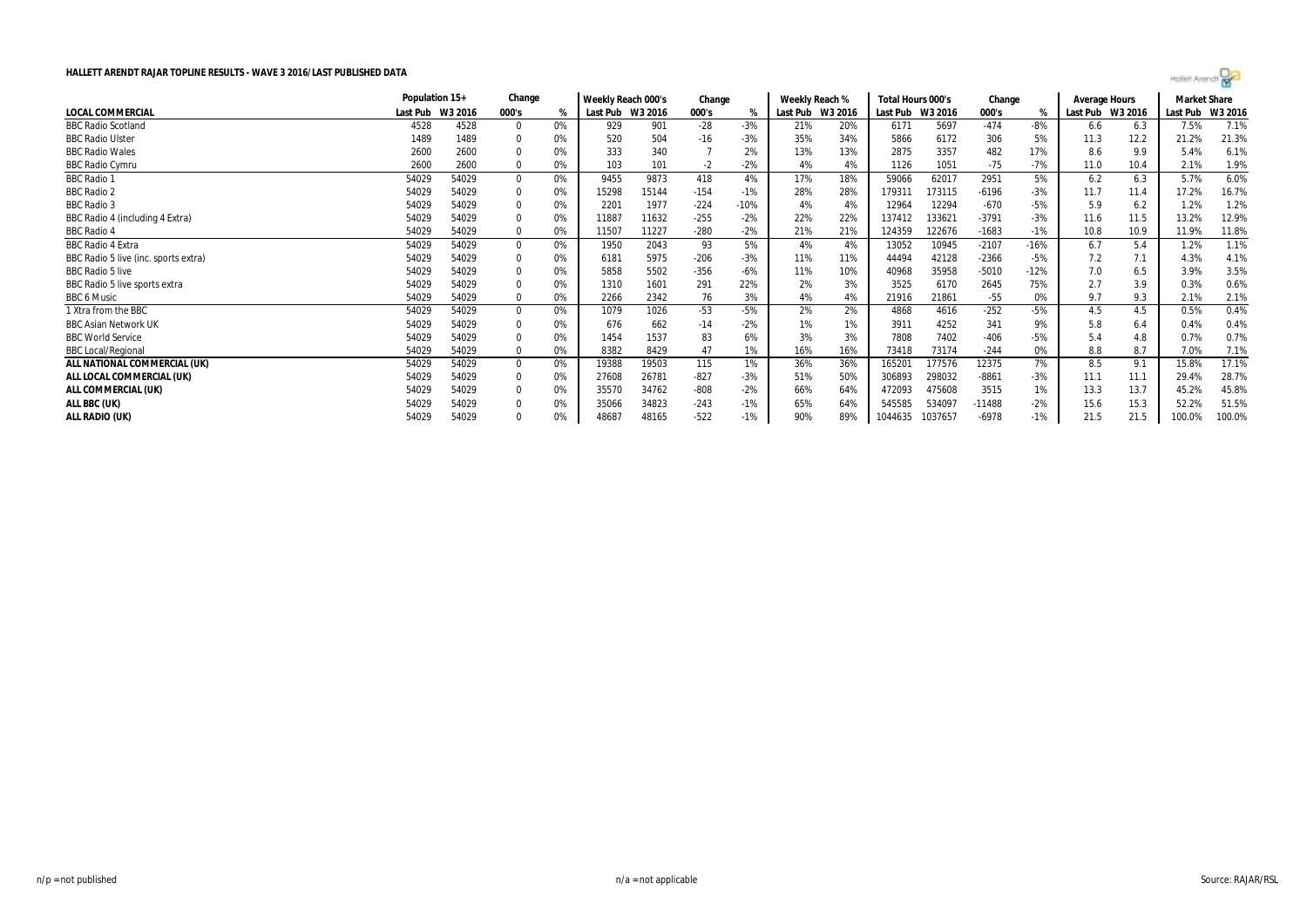# HALLETT ARENDT RAJAR TOPLINE RESULTS - WAVE 3 2016/LAST PUBLISHED DATA

| LOCAL COMMERCIAL | Population 15+ | | Change | | Weekly Reach 000's | | Change | | Weekly Reach % | | Total Hours 000's | | Change | | Average Hours | | Market Share | |
|---|---|---|---|---|---|---|---|---|---|---|---|---|---|---|---|---|---|---|
| | Last Pub | W3 2016 | 000's | % | Last Pub | W3 2016 | 000's | % | Last Pub | W3 2016 | Last Pub | W3 2016 | 000's | % | Last Pub | W3 2016 | Last Pub | W3 2016 |
| BBC Radio Scotland | 4528 | 4528 | 0 | 0% | 929 | 901 | -28 | -3% | 21% | 20% | 6171 | 5697 | -474 | -8% | 6.6 | 6.3 | 7.5% | 7.1% |
| BBC Radio Ulster | 1489 | 1489 | 0 | 0% | 520 | 504 | -16 | -3% | 35% | 34% | 5866 | 6172 | 306 | 5% | 11.3 | 12.2 | 21.2% | 21.3% |
| BBC Radio Wales | 2600 | 2600 | 0 | 0% | 333 | 340 | 7 | 2% | 13% | 13% | 2875 | 3357 | 482 | 17% | 8.6 | 9.9 | 5.4% | 6.1% |
| BBC Radio Cymru | 2600 | 2600 | 0 | 0% | 103 | 101 | -2 | -2% | 4% | 4% | 1126 | 1051 | -75 | -7% | 11.0 | 10.4 | 2.1% | 1.9% |
| BBC Radio 1 | 54029 | 54029 | 0 | 0% | 9455 | 9873 | 418 | 4% | 17% | 18% | 59066 | 62017 | 2951 | 5% | 6.2 | 6.3 | 5.7% | 6.0% |
| BBC Radio 2 | 54029 | 54029 | 0 | 0% | 15298 | 15144 | -154 | -1% | 28% | 28% | 179311 | 173115 | -6196 | -3% | 11.7 | 11.4 | 17.2% | 16.7% |
| BBC Radio 3 | 54029 | 54029 | 0 | 0% | 2201 | 1977 | -224 | -10% | 4% | 4% | 12964 | 12294 | -670 | -5% | 5.9 | 6.2 | 1.2% | 1.2% |
| BBC Radio 4 (including 4 Extra) | 54029 | 54029 | 0 | 0% | 11887 | 11632 | -255 | -2% | 22% | 22% | 137412 | 133621 | -3791 | -3% | 11.6 | 11.5 | 13.2% | 12.9% |
| BBC Radio 4 | 54029 | 54029 | 0 | 0% | 11507 | 11227 | -280 | -2% | 21% | 21% | 124359 | 122676 | -1683 | -1% | 10.8 | 10.9 | 11.9% | 11.8% |
| BBC Radio 4 Extra | 54029 | 54029 | 0 | 0% | 1950 | 2043 | 93 | 5% | 4% | 4% | 13052 | 10945 | -2107 | -16% | 6.7 | 5.4 | 1.2% | 1.1% |
| BBC Radio 5 live (inc. sports extra) | 54029 | 54029 | 0 | 0% | 6181 | 5975 | -206 | -3% | 11% | 11% | 44494 | 42128 | -2366 | -5% | 7.2 | 7.1 | 4.3% | 4.1% |
| BBC Radio 5 live | 54029 | 54029 | 0 | 0% | 5858 | 5502 | -356 | -6% | 11% | 10% | 40968 | 35958 | -5010 | -12% | 7.0 | 6.5 | 3.9% | 3.5% |
| BBC Radio 5 live sports extra | 54029 | 54029 | 0 | 0% | 1310 | 1601 | 291 | 22% | 2% | 3% | 3525 | 6170 | 2645 | 75% | 2.7 | 3.9 | 0.3% | 0.6% |
| BBC 6 Music | 54029 | 54029 | 0 | 0% | 2266 | 2342 | 76 | 3% | 4% | 4% | 21916 | 21861 | -55 | 0% | 9.7 | 9.3 | 2.1% | 2.1% |
| 1 Xtra from the BBC | 54029 | 54029 | 0 | 0% | 1079 | 1026 | -53 | -5% | 2% | 2% | 4868 | 4616 | -252 | -5% | 4.5 | 4.5 | 0.5% | 0.4% |
| BBC Asian Network UK | 54029 | 54029 | 0 | 0% | 676 | 662 | -14 | -2% | 1% | 1% | 3911 | 4252 | 341 | 9% | 5.8 | 6.4 | 0.4% | 0.4% |
| BBC World Service | 54029 | 54029 | 0 | 0% | 1454 | 1537 | 83 | 6% | 3% | 3% | 7808 | 7402 | -406 | -5% | 5.4 | 4.8 | 0.7% | 0.7% |
| BBC Local/Regional | 54029 | 54029 | 0 | 0% | 8382 | 8429 | 47 | 1% | 16% | 16% | 73418 | 73174 | -244 | 0% | 8.8 | 8.7 | 7.0% | 7.1% |
| ALL NATIONAL COMMERCIAL (UK) | 54029 | 54029 | 0 | 0% | 19388 | 19503 | 115 | 1% | 36% | 36% | 165201 | 177576 | 12375 | 7% | 8.5 | 9.1 | 15.8% | 17.1% |
| ALL LOCAL COMMERCIAL (UK) | 54029 | 54029 | 0 | 0% | 27608 | 26781 | -827 | -3% | 51% | 50% | 306893 | 298032 | -8861 | -3% | 11.1 | 11.1 | 29.4% | 28.7% |
| ALL COMMERCIAL (UK) | 54029 | 54029 | 0 | 0% | 35570 | 34762 | -808 | -2% | 66% | 64% | 472093 | 475608 | 3515 | 1% | 13.3 | 13.7 | 45.2% | 45.8% |
| ALL BBC (UK) | 54029 | 54029 | 0 | 0% | 35066 | 34823 | -243 | -1% | 65% | 64% | 545585 | 534097 | -11488 | -2% | 15.6 | 15.3 | 52.2% | 51.5% |
| ALL RADIO (UK) | 54029 | 54029 | 0 | 0% | 48687 | 48165 | -522 | -1% | 90% | 89% | 1044635 | 1037657 | -6978 | -1% | 21.5 | 21.5 | 100.0% | 100.0% |

n/p = not published

n/a = not applicable

Source: RAJAR/RSL